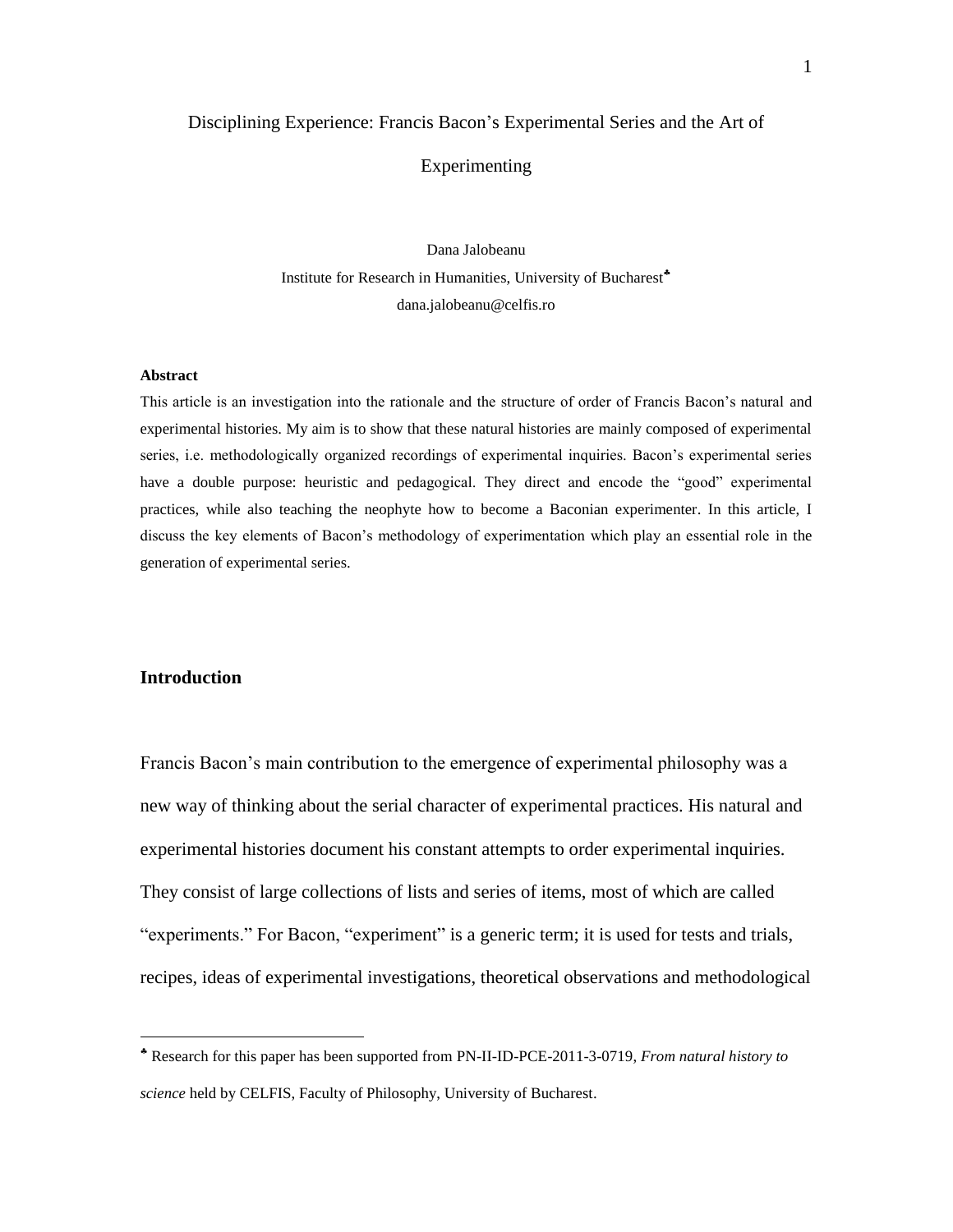# Disciplining Experience: Francis Bacon's Experimental Series and the Art of Experimenting

Dana Jalobeanu

Institute for Research in Humanities, University of Bucharest[♣]

dana.jalobeanu@celfis.ro

**Abstract**

This article is an investigation into the rationale and the structure of order of Francis Bacon's natural and experimental histories. My aim is to show that these natural histories are mainly composed of experimental series, i.e. methodologically organized recordings of experimental inquiries. Bacon's experimental series have a double purpose: heuristic and pedagogical. They direct and encode the "good" experimental practices, while also teaching the neophyte how to become a Baconian experimenter. In this article, I discuss the key elements of Bacon's methodology of experimentation which play an essential role in the generation of experimental series.

## Introduction

Francis Bacon's main contribution to the emergence of experimental philosophy was a new way of thinking about the serial character of experimental practices. His natural and experimental histories document his constant attempts to order experimental inquiries. They consist of large collections of lists and series of items, most of which are called "experiments." For Bacon, "experiment" is a generic term; it is used for tests and trials, recipes, ideas of experimental investigations, theoretical observations and methodological

[♣] Research for this paper has been supported from PN-II-ID-PCE-2011-3-0719, *From natural history to science* held by CELFIS, Faculty of Philosophy, University of Bucharest.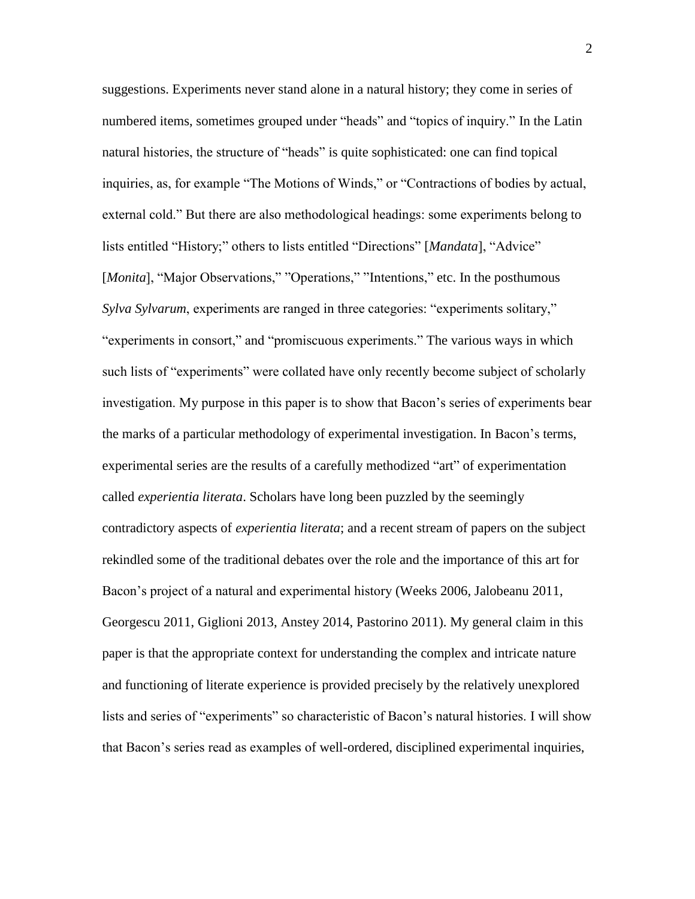suggestions. Experiments never stand alone in a natural history; they come in series of numbered items, sometimes grouped under "heads" and "topics of inquiry." In the Latin natural histories, the structure of "heads" is quite sophisticated: one can find topical inquiries, as, for example "The Motions of Winds," or "Contractions of bodies by actual, external cold." But there are also methodological headings: some experiments belong to lists entitled "History;" others to lists entitled "Directions" [*Mandata*], "Advice" [*Monita*], "Major Observations," "Operations," "Intentions," etc. In the posthumous *Sylva Sylvarum*, experiments are ranged in three categories: "experiments solitary," "experiments in consort," and "promiscuous experiments." The various ways in which such lists of "experiments" were collated have only recently become subject of scholarly investigation. My purpose in this paper is to show that Bacon's series of experiments bear the marks of a particular methodology of experimental investigation. In Bacon's terms, experimental series are the results of a carefully methodized "art" of experimentation called *experientia literata*. Scholars have long been puzzled by the seemingly contradictory aspects of *experientia literata*; and a recent stream of papers on the subject rekindled some of the traditional debates over the role and the importance of this art for Bacon's project of a natural and experimental history (Weeks 2006, Jalobeanu 2011, Georgescu 2011, Giglioni 2013, Anstey 2014, Pastorino 2011). My general claim in this paper is that the appropriate context for understanding the complex and intricate nature and functioning of literate experience is provided precisely by the relatively unexplored lists and series of "experiments" so characteristic of Bacon's natural histories. I will show that Bacon's series read as examples of well-ordered, disciplined experimental inquiries,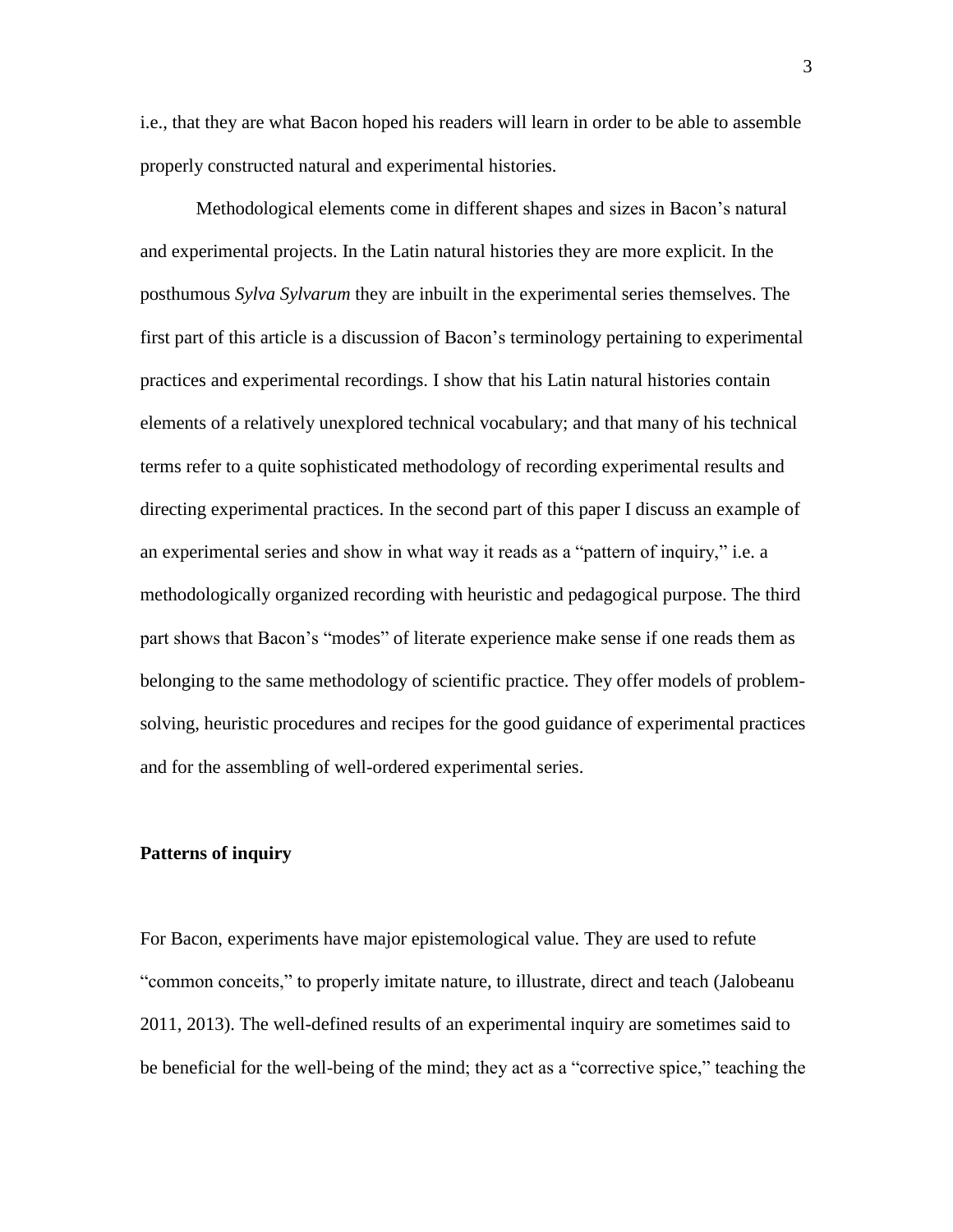i.e., that they are what Bacon hoped his readers will learn in order to be able to assemble properly constructed natural and experimental histories.

Methodological elements come in different shapes and sizes in Bacon's natural and experimental projects. In the Latin natural histories they are more explicit. In the posthumous *Sylva Sylvarum* they are inbuilt in the experimental series themselves. The first part of this article is a discussion of Bacon's terminology pertaining to experimental practices and experimental recordings. I show that his Latin natural histories contain elements of a relatively unexplored technical vocabulary; and that many of his technical terms refer to a quite sophisticated methodology of recording experimental results and directing experimental practices. In the second part of this paper I discuss an example of an experimental series and show in what way it reads as a "pattern of inquiry," i.e. a methodologically organized recording with heuristic and pedagogical purpose. The third part shows that Bacon's "modes" of literate experience make sense if one reads them as belonging to the same methodology of scientific practice. They offer models of problem-solving, heuristic procedures and recipes for the good guidance of experimental practices and for the assembling of well-ordered experimental series.

## Patterns of inquiry

For Bacon, experiments have major epistemological value. They are used to refute "common conceits," to properly imitate nature, to illustrate, direct and teach (Jalobeanu 2011, 2013). The well-defined results of an experimental inquiry are sometimes said to be beneficial for the well-being of the mind; they act as a "corrective spice," teaching the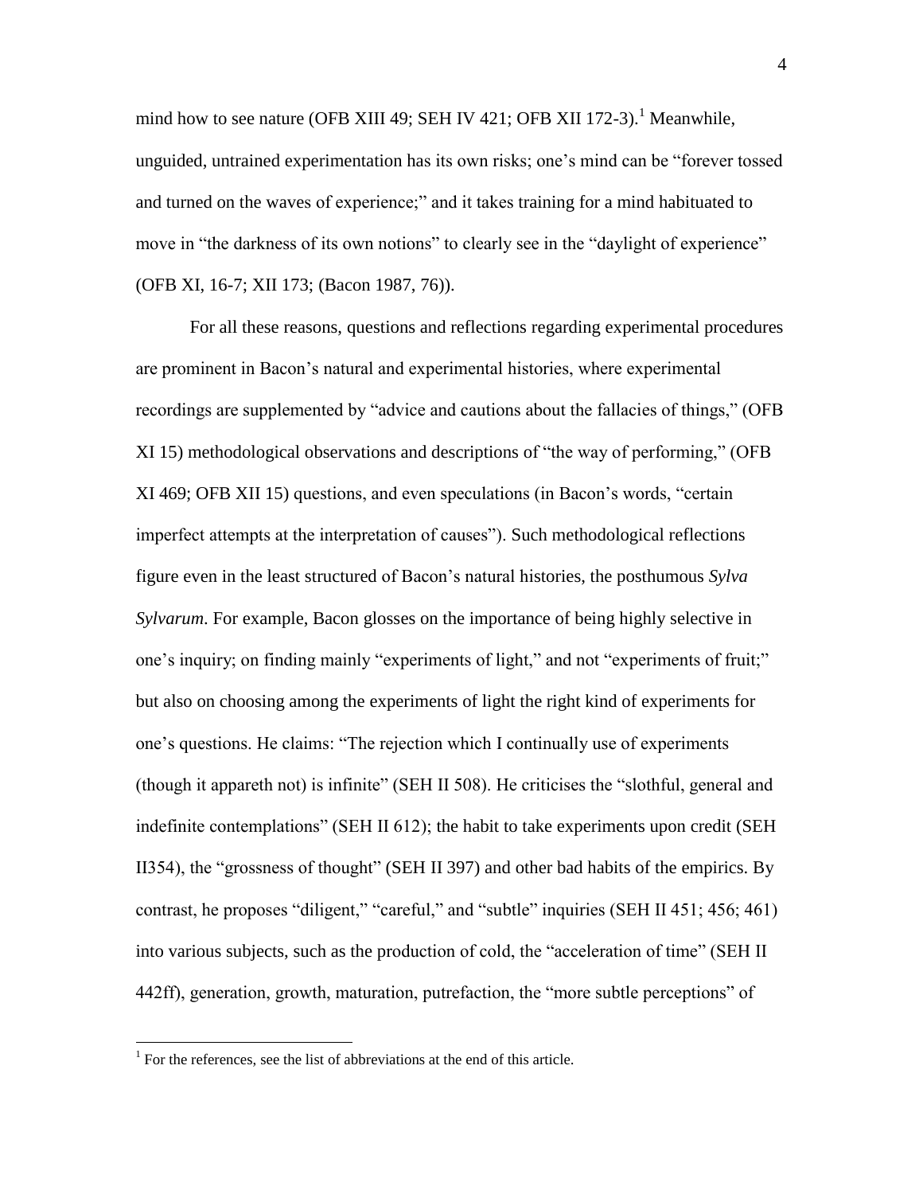mind how to see nature (OFB XIII 49; SEH IV 421; OFB XII 172-3).[1] Meanwhile, unguided, untrained experimentation has its own risks; one's mind can be "forever tossed and turned on the waves of experience;" and it takes training for a mind habituated to move in "the darkness of its own notions" to clearly see in the "daylight of experience" (OFB XI, 16-7; XII 173; (Bacon 1987, 76)).

For all these reasons, questions and reflections regarding experimental procedures are prominent in Bacon's natural and experimental histories, where experimental recordings are supplemented by "advice and cautions about the fallacies of things," (OFB XI 15) methodological observations and descriptions of "the way of performing," (OFB XI 469; OFB XII 15) questions, and even speculations (in Bacon's words, "certain imperfect attempts at the interpretation of causes"). Such methodological reflections figure even in the least structured of Bacon's natural histories, the posthumous *Sylva Sylvarum*. For example, Bacon glosses on the importance of being highly selective in one's inquiry; on finding mainly "experiments of light," and not "experiments of fruit;" but also on choosing among the experiments of light the right kind of experiments for one's questions. He claims: "The rejection which I continually use of experiments (though it appareth not) is infinite" (SEH II 508). He criticises the "slothful, general and indefinite contemplations" (SEH II 612); the habit to take experiments upon credit (SEH II354), the "grossness of thought" (SEH II 397) and other bad habits of the empirics. By contrast, he proposes "diligent," "careful," and "subtle" inquiries (SEH II 451; 456; 461) into various subjects, such as the production of cold, the "acceleration of time" (SEH II 442ff), generation, growth, maturation, putrefaction, the "more subtle perceptions" of

[1] For the references, see the list of abbreviations at the end of this article.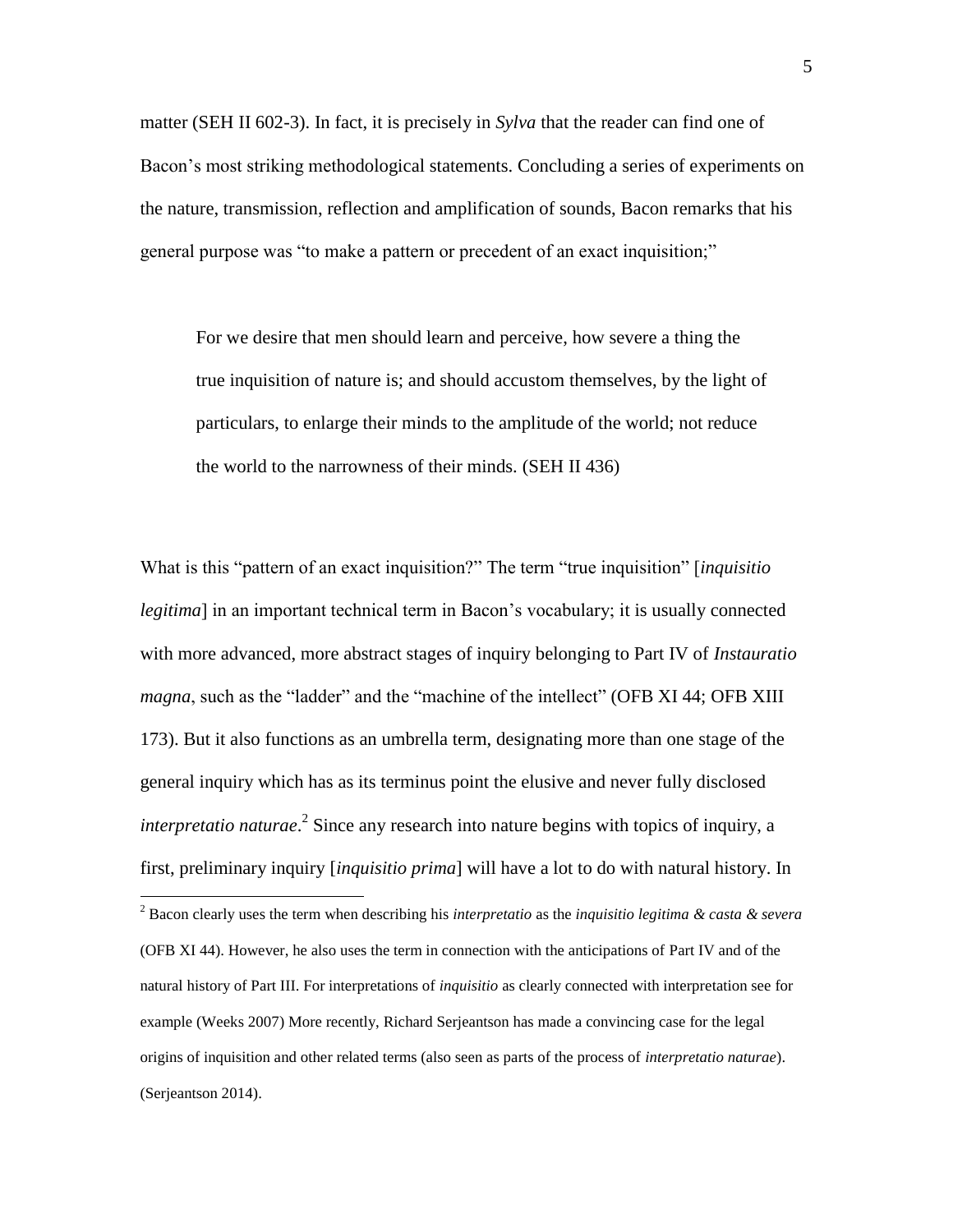matter (SEH II 602-3). In fact, it is precisely in *Sylva* that the reader can find one of Bacon's most striking methodological statements. Concluding a series of experiments on the nature, transmission, reflection and amplification of sounds, Bacon remarks that his general purpose was "to make a pattern or precedent of an exact inquisition;"

> For we desire that men should learn and perceive, how severe a thing the true inquisition of nature is; and should accustom themselves, by the light of particulars, to enlarge their minds to the amplitude of the world; not reduce the world to the narrowness of their minds. (SEH II 436)

What is this "pattern of an exact inquisition?" The term "true inquisition" [*inquisitio legitima*] in an important technical term in Bacon's vocabulary; it is usually connected with more advanced, more abstract stages of inquiry belonging to Part IV of *Instauratio magna*, such as the "ladder" and the "machine of the intellect" (OFB XI 44; OFB XIII 173). But it also functions as an umbrella term, designating more than one stage of the general inquiry which has as its terminus point the elusive and never fully disclosed *interpretatio naturae*.[2] Since any research into nature begins with topics of inquiry, a first, preliminary inquiry [*inquisitio prima*] will have a lot to do with natural history. In

[2] Bacon clearly uses the term when describing his *interpretatio* as the *inquisitio legitima & casta & severa* (OFB XI 44). However, he also uses the term in connection with the anticipations of Part IV and of the natural history of Part III. For interpretations of *inquisitio* as clearly connected with interpretation see for example (Weeks 2007) More recently, Richard Serjeantson has made a convincing case for the legal origins of inquisition and other related terms (also seen as parts of the process of *interpretatio naturae*). (Serjeantson 2014).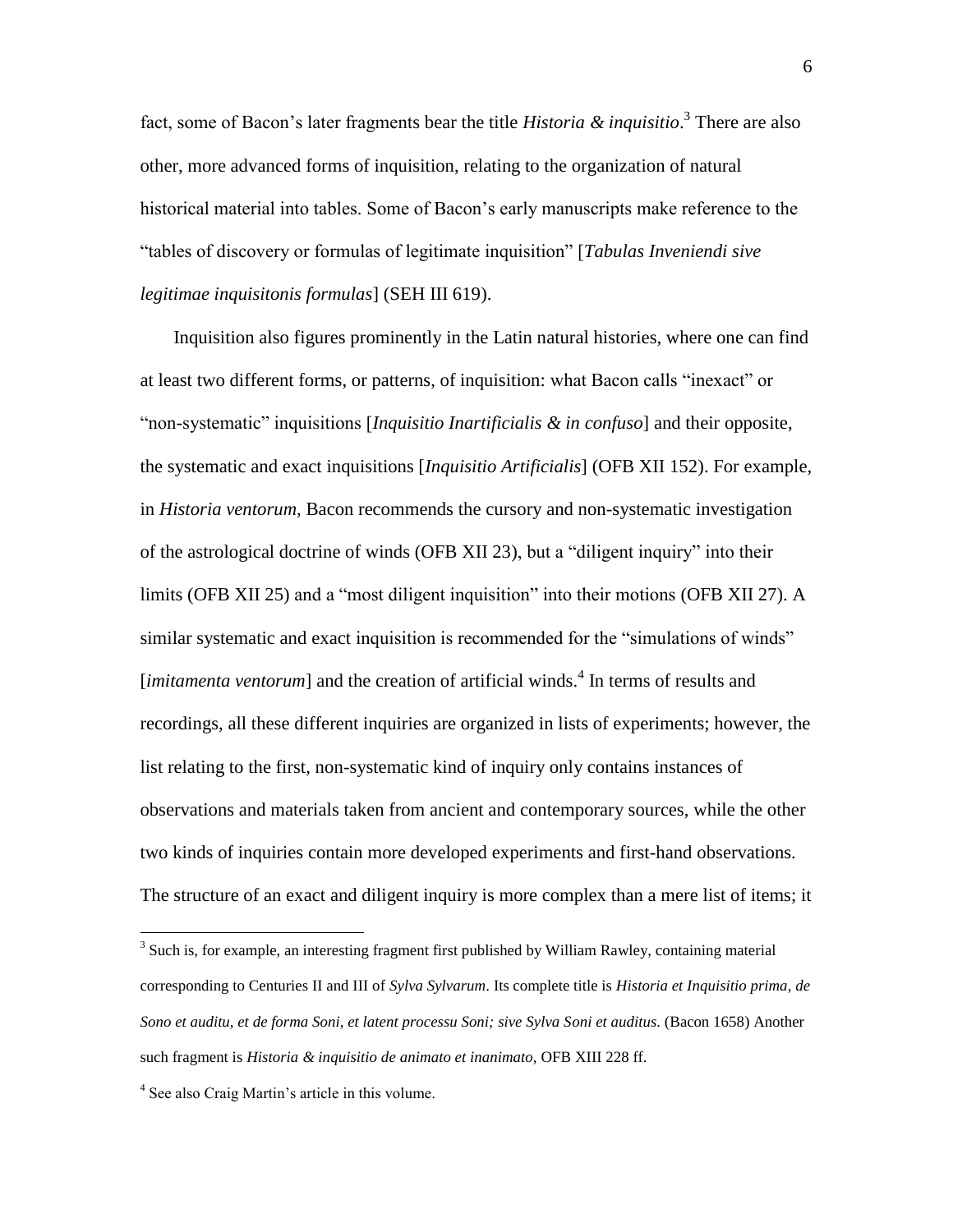fact, some of Bacon's later fragments bear the title *Historia & inquisitio*.[3] There are also other, more advanced forms of inquisition, relating to the organization of natural historical material into tables. Some of Bacon's early manuscripts make reference to the "tables of discovery or formulas of legitimate inquisition" [*Tabulas Inveniendi sive legitimae inquisitonis formulas*] (SEH III 619).

Inquisition also figures prominently in the Latin natural histories, where one can find at least two different forms, or patterns, of inquisition: what Bacon calls "inexact" or "non-systematic" inquisitions [*Inquisitio Inartificialis & in confuso*] and their opposite, the systematic and exact inquisitions [*Inquisitio Artificialis*] (OFB XII 152). For example, in *Historia ventorum*, Bacon recommends the cursory and non-systematic investigation of the astrological doctrine of winds (OFB XII 23), but a "diligent inquiry" into their limits (OFB XII 25) and a "most diligent inquisition" into their motions (OFB XII 27). A similar systematic and exact inquisition is recommended for the "simulations of winds" [*imitamenta ventorum*] and the creation of artificial winds.[4] In terms of results and recordings, all these different inquiries are organized in lists of experiments; however, the list relating to the first, non-systematic kind of inquiry only contains instances of observations and materials taken from ancient and contemporary sources, while the other two kinds of inquiries contain more developed experiments and first-hand observations. The structure of an exact and diligent inquiry is more complex than a mere list of items; it

---

[3] Such is, for example, an interesting fragment first published by William Rawley, containing material corresponding to Centuries II and III of *Sylva Sylvarum*. Its complete title is *Historia et Inquisitio prima, de Sono et auditu, et de forma Soni, et latent processu Soni; sive Sylva Soni et auditus*. (Bacon 1658) Another such fragment is *Historia & inquisitio de animato et inanimato*, OFB XIII 228 ff.

[4] See also Craig Martin's article in this volume.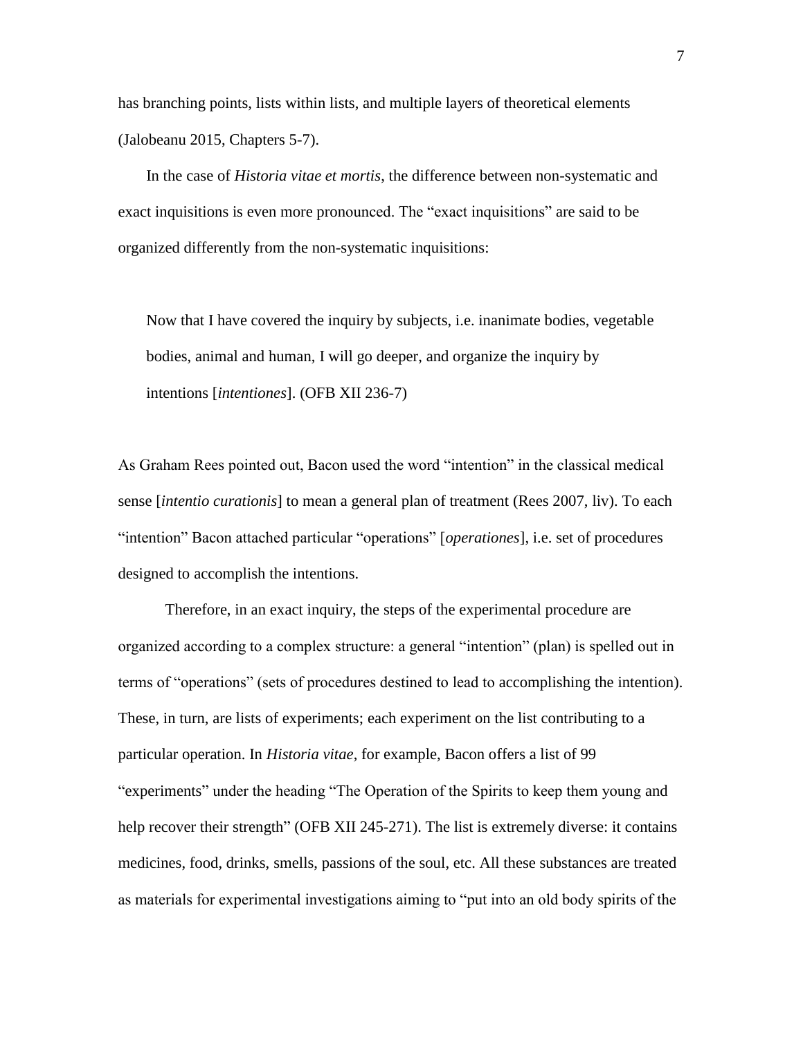has branching points, lists within lists, and multiple layers of theoretical elements (Jalobeanu 2015, Chapters 5-7).

In the case of *Historia vitae et mortis*, the difference between non-systematic and exact inquisitions is even more pronounced. The "exact inquisitions" are said to be organized differently from the non-systematic inquisitions:

> Now that I have covered the inquiry by subjects, i.e. inanimate bodies, vegetable bodies, animal and human, I will go deeper, and organize the inquiry by intentions [*intentiones*]. (OFB XII 236-7)

As Graham Rees pointed out, Bacon used the word "intention" in the classical medical sense [*intentio curationis*] to mean a general plan of treatment (Rees 2007, liv). To each "intention" Bacon attached particular "operations" [*operationes*], i.e. set of procedures designed to accomplish the intentions.

Therefore, in an exact inquiry, the steps of the experimental procedure are organized according to a complex structure: a general "intention" (plan) is spelled out in terms of "operations" (sets of procedures destined to lead to accomplishing the intention). These, in turn, are lists of experiments; each experiment on the list contributing to a particular operation. In *Historia vitae*, for example, Bacon offers a list of 99 "experiments" under the heading "The Operation of the Spirits to keep them young and help recover their strength" (OFB XII 245-271). The list is extremely diverse: it contains medicines, food, drinks, smells, passions of the soul, etc. All these substances are treated as materials for experimental investigations aiming to "put into an old body spirits of the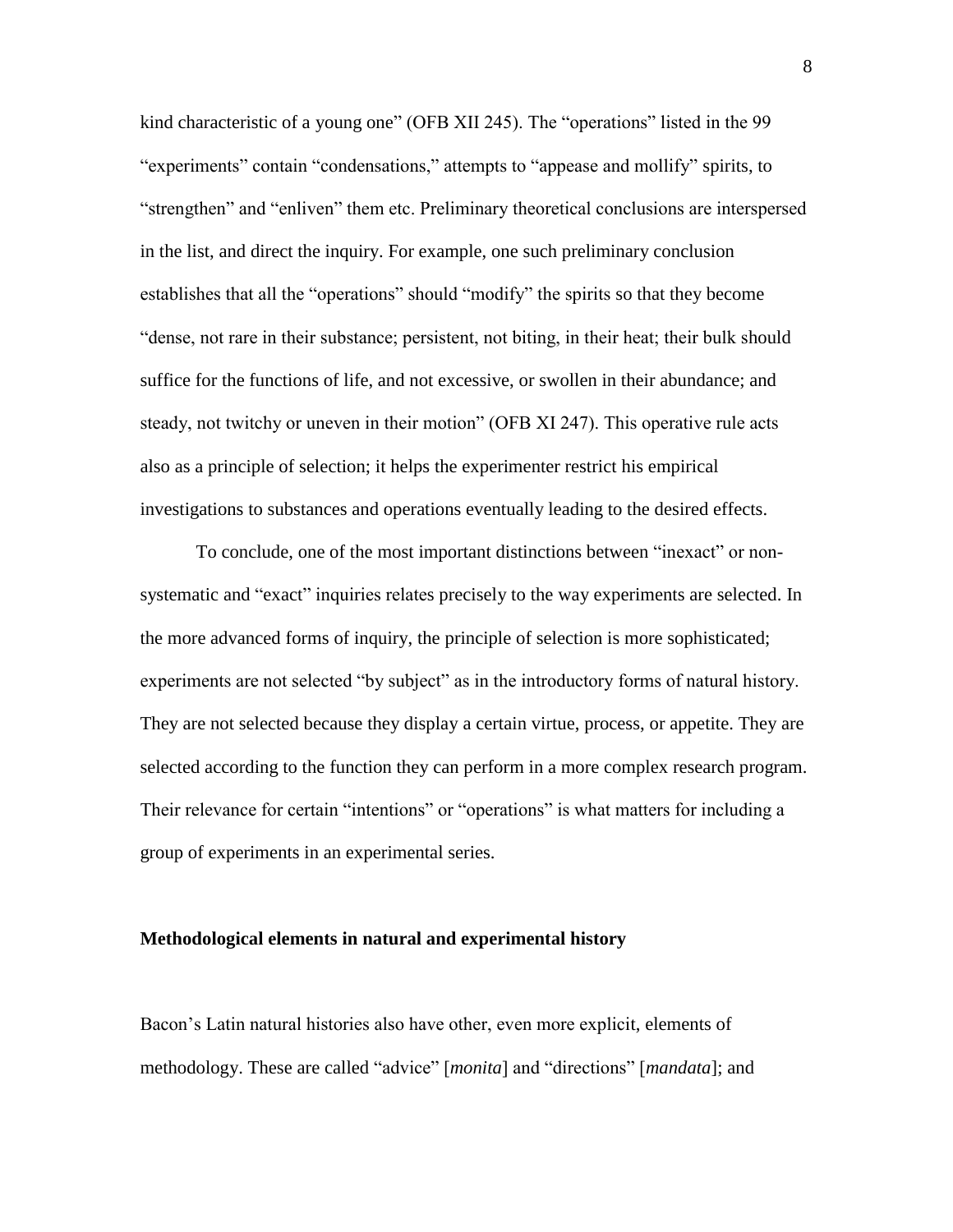kind characteristic of a young one" (OFB XII 245). The "operations" listed in the 99 "experiments" contain "condensations," attempts to "appease and mollify" spirits, to "strengthen" and "enliven" them etc. Preliminary theoretical conclusions are interspersed in the list, and direct the inquiry. For example, one such preliminary conclusion establishes that all the "operations" should "modify" the spirits so that they become "dense, not rare in their substance; persistent, not biting, in their heat; their bulk should suffice for the functions of life, and not excessive, or swollen in their abundance; and steady, not twitchy or uneven in their motion" (OFB XI 247). This operative rule acts also as a principle of selection; it helps the experimenter restrict his empirical investigations to substances and operations eventually leading to the desired effects.

To conclude, one of the most important distinctions between "inexact" or non-systematic and "exact" inquiries relates precisely to the way experiments are selected. In the more advanced forms of inquiry, the principle of selection is more sophisticated; experiments are not selected "by subject" as in the introductory forms of natural history. They are not selected because they display a certain virtue, process, or appetite. They are selected according to the function they can perform in a more complex research program. Their relevance for certain "intentions" or "operations" is what matters for including a group of experiments in an experimental series.

**Methodological elements in natural and experimental history**

Bacon's Latin natural histories also have other, even more explicit, elements of methodology. These are called "advice" [*monita*] and "directions" [*mandata*]; and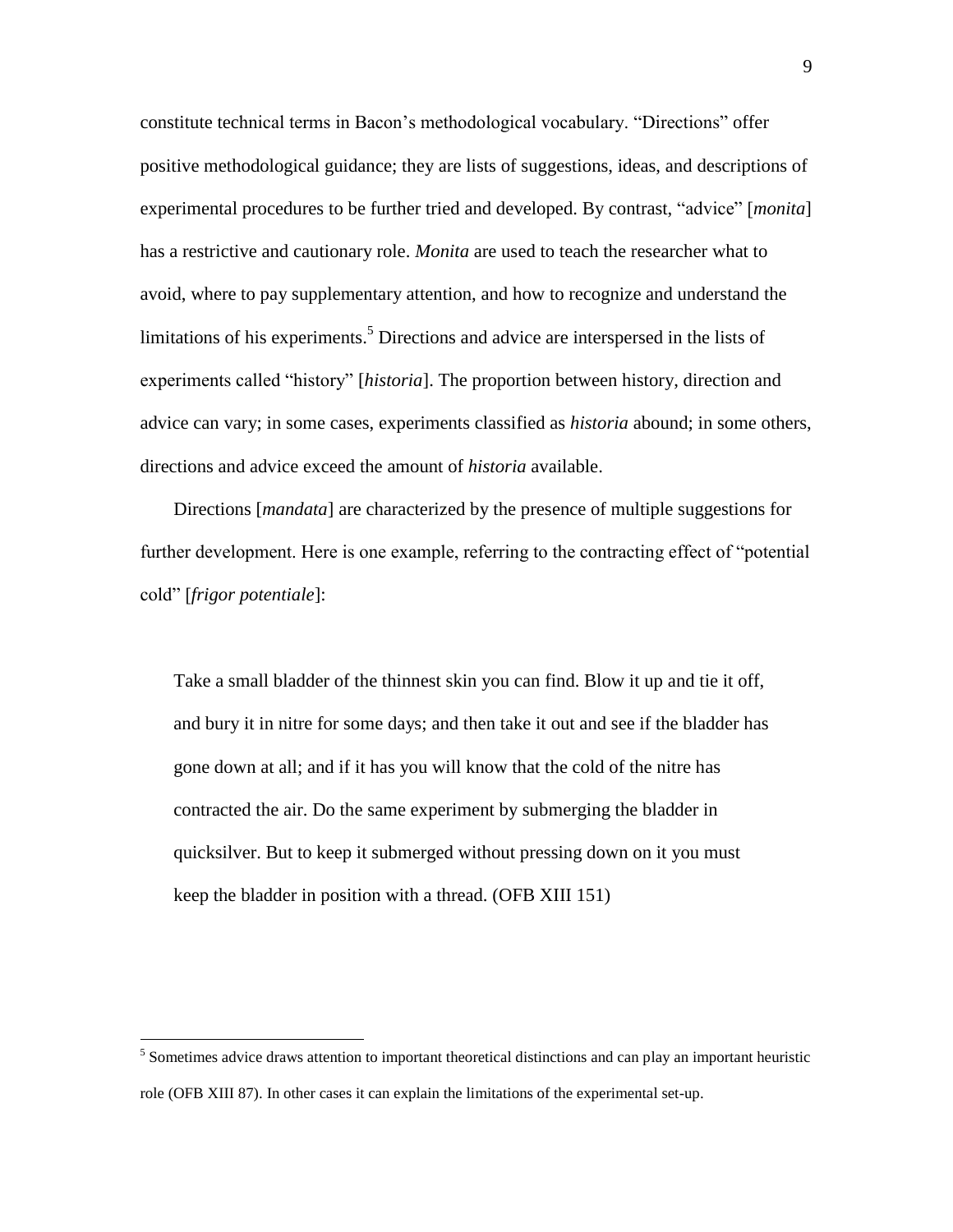constitute technical terms in Bacon's methodological vocabulary. "Directions" offer positive methodological guidance; they are lists of suggestions, ideas, and descriptions of experimental procedures to be further tried and developed. By contrast, "advice" [*monita*] has a restrictive and cautionary role. *Monita* are used to teach the researcher what to avoid, where to pay supplementary attention, and how to recognize and understand the limitations of his experiments.[5] Directions and advice are interspersed in the lists of experiments called "history" [*historia*]. The proportion between history, direction and advice can vary; in some cases, experiments classified as *historia* abound; in some others, directions and advice exceed the amount of *historia* available.

Directions [*mandata*] are characterized by the presence of multiple suggestions for further development. Here is one example, referring to the contracting effect of "potential cold" [*frigor potentiale*]:

> Take a small bladder of the thinnest skin you can find. Blow it up and tie it off, and bury it in nitre for some days; and then take it out and see if the bladder has gone down at all; and if it has you will know that the cold of the nitre has contracted the air. Do the same experiment by submerging the bladder in quicksilver. But to keep it submerged without pressing down on it you must keep the bladder in position with a thread. (OFB XIII 151)

[5] Sometimes advice draws attention to important theoretical distinctions and can play an important heuristic role (OFB XIII 87). In other cases it can explain the limitations of the experimental set-up.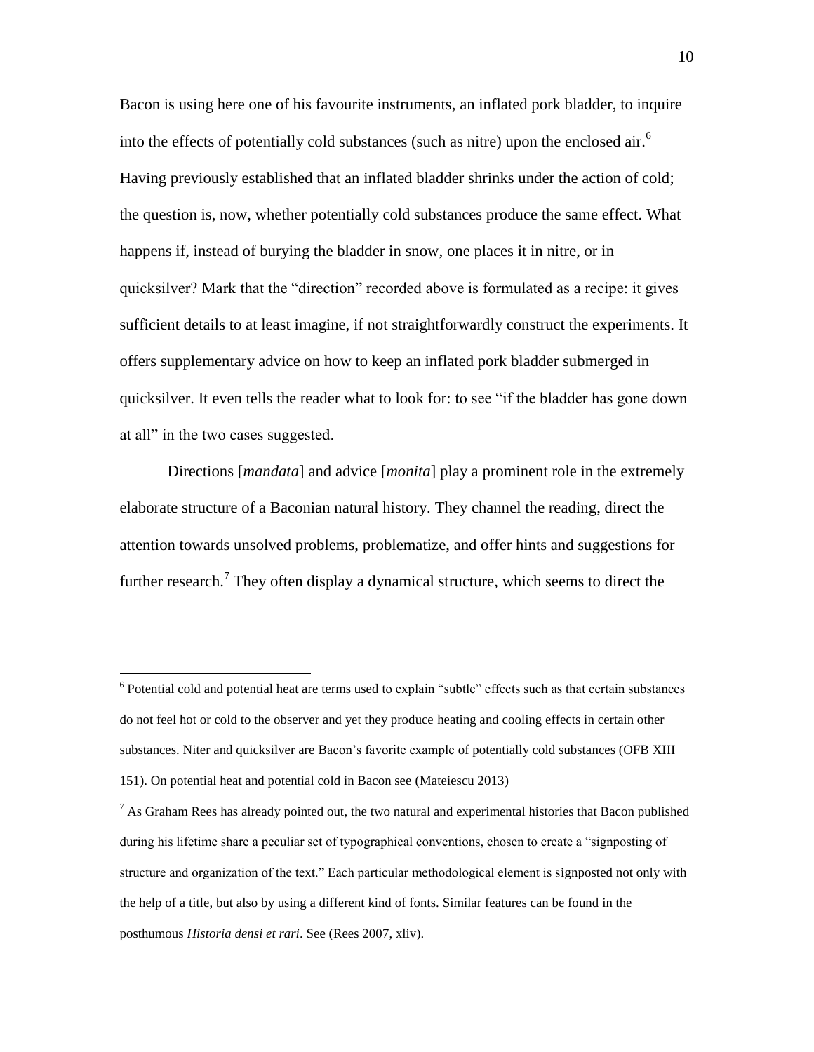Bacon is using here one of his favourite instruments, an inflated pork bladder, to inquire into the effects of potentially cold substances (such as nitre) upon the enclosed air.[6] Having previously established that an inflated bladder shrinks under the action of cold; the question is, now, whether potentially cold substances produce the same effect. What happens if, instead of burying the bladder in snow, one places it in nitre, or in quicksilver? Mark that the "direction" recorded above is formulated as a recipe: it gives sufficient details to at least imagine, if not straightforwardly construct the experiments. It offers supplementary advice on how to keep an inflated pork bladder submerged in quicksilver. It even tells the reader what to look for: to see "if the bladder has gone down at all" in the two cases suggested.

Directions [*mandata*] and advice [*monita*] play a prominent role in the extremely elaborate structure of a Baconian natural history. They channel the reading, direct the attention towards unsolved problems, problematize, and offer hints and suggestions for further research.[7] They often display a dynamical structure, which seems to direct the

---

[6] Potential cold and potential heat are terms used to explain "subtle" effects such as that certain substances do not feel hot or cold to the observer and yet they produce heating and cooling effects in certain other substances. Niter and quicksilver are Bacon's favorite example of potentially cold substances (OFB XIII 151). On potential heat and potential cold in Bacon see (Mateiescu 2013)

[7] As Graham Rees has already pointed out, the two natural and experimental histories that Bacon published during his lifetime share a peculiar set of typographical conventions, chosen to create a "signposting of structure and organization of the text." Each particular methodological element is signposted not only with the help of a title, but also by using a different kind of fonts. Similar features can be found in the posthumous *Historia densi et rari*. See (Rees 2007, xliv).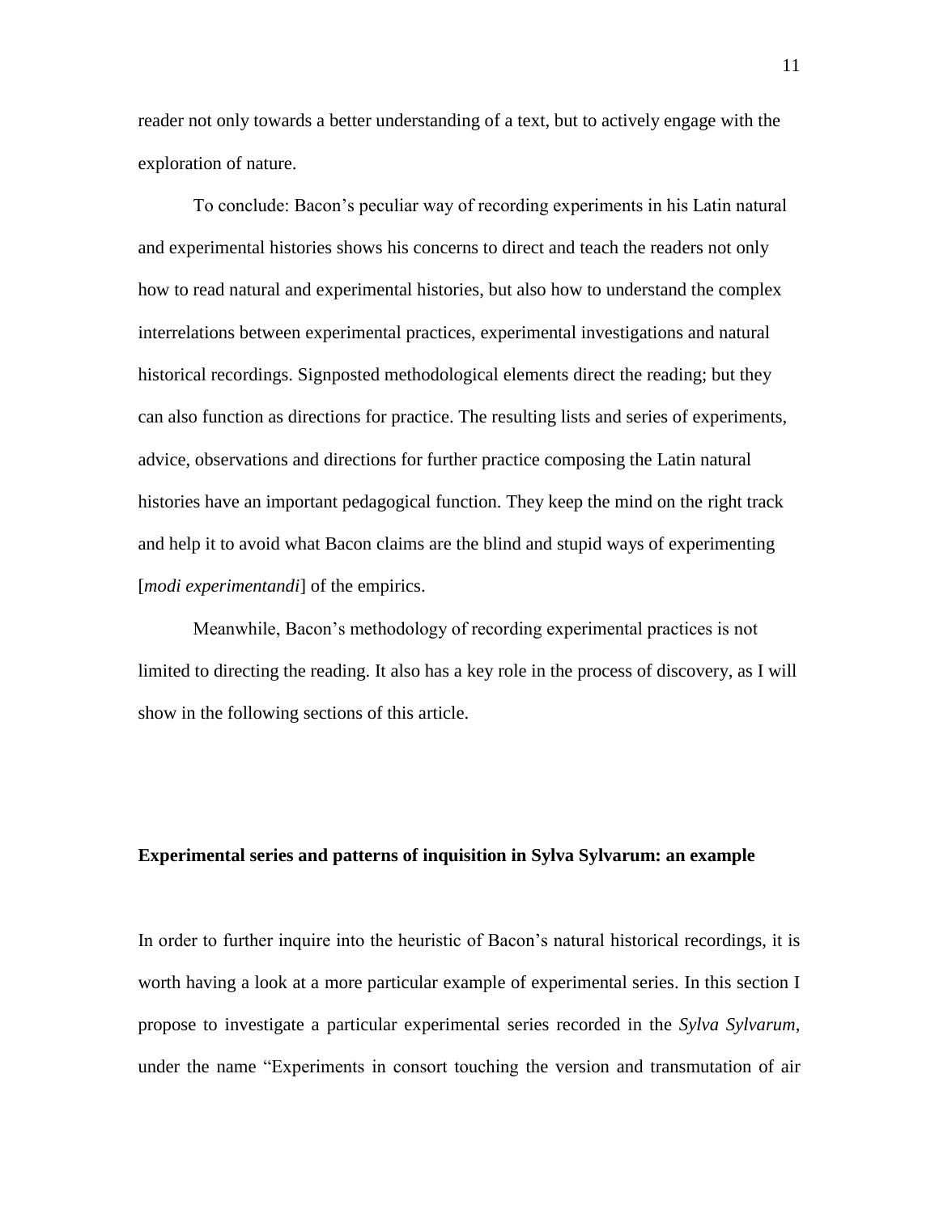reader not only towards a better understanding of a text, but to actively engage with the exploration of nature.

To conclude: Bacon's peculiar way of recording experiments in his Latin natural and experimental histories shows his concerns to direct and teach the readers not only how to read natural and experimental histories, but also how to understand the complex interrelations between experimental practices, experimental investigations and natural historical recordings. Signposted methodological elements direct the reading; but they can also function as directions for practice. The resulting lists and series of experiments, advice, observations and directions for further practice composing the Latin natural histories have an important pedagogical function. They keep the mind on the right track and help it to avoid what Bacon claims are the blind and stupid ways of experimenting [*modi experimentandi*] of the empirics.

Meanwhile, Bacon's methodology of recording experimental practices is not limited to directing the reading. It also has a key role in the process of discovery, as I will show in the following sections of this article.

## Experimental series and patterns of inquisition in Sylva Sylvarum: an example

In order to further inquire into the heuristic of Bacon's natural historical recordings, it is worth having a look at a more particular example of experimental series. In this section I propose to investigate a particular experimental series recorded in the *Sylva Sylvarum*, under the name "Experiments in consort touching the version and transmutation of air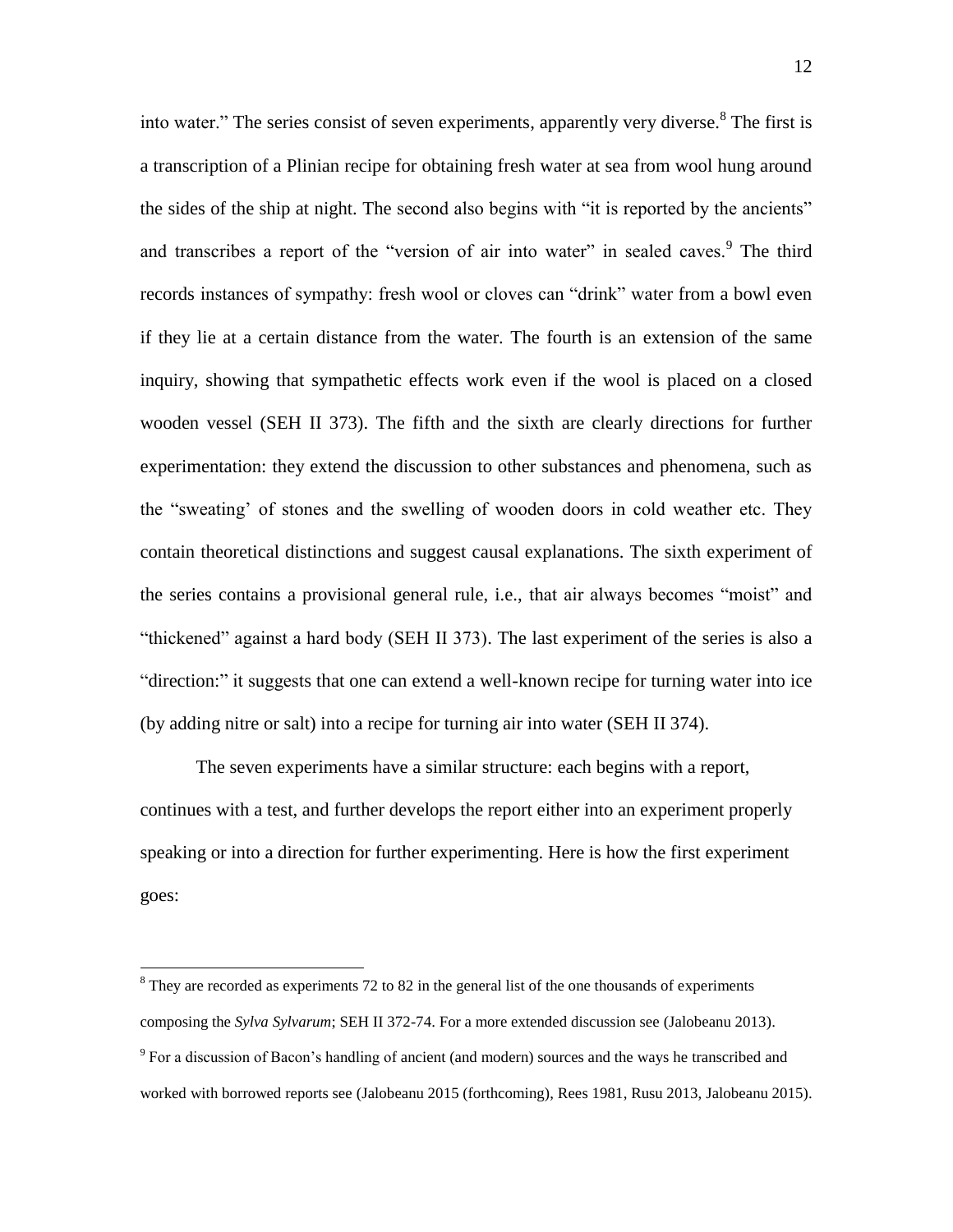into water." The series consist of seven experiments, apparently very diverse.[8] The first is a transcription of a Plinian recipe for obtaining fresh water at sea from wool hung around the sides of the ship at night. The second also begins with "it is reported by the ancients" and transcribes a report of the "version of air into water" in sealed caves.[9] The third records instances of sympathy: fresh wool or cloves can "drink" water from a bowl even if they lie at a certain distance from the water. The fourth is an extension of the same inquiry, showing that sympathetic effects work even if the wool is placed on a closed wooden vessel (SEH II 373). The fifth and the sixth are clearly directions for further experimentation: they extend the discussion to other substances and phenomena, such as the "sweating' of stones and the swelling of wooden doors in cold weather etc. They contain theoretical distinctions and suggest causal explanations. The sixth experiment of the series contains a provisional general rule, i.e., that air always becomes "moist" and "thickened" against a hard body (SEH II 373). The last experiment of the series is also a "direction:" it suggests that one can extend a well-known recipe for turning water into ice (by adding nitre or salt) into a recipe for turning air into water (SEH II 374).

The seven experiments have a similar structure: each begins with a report, continues with a test, and further develops the report either into an experiment properly speaking or into a direction for further experimenting. Here is how the first experiment goes:

---

[8] They are recorded as experiments 72 to 82 in the general list of the one thousands of experiments composing the *Sylva Sylvarum*; SEH II 372-74. For a more extended discussion see (Jalobeanu 2013).

[9] For a discussion of Bacon's handling of ancient (and modern) sources and the ways he transcribed and worked with borrowed reports see (Jalobeanu 2015 (forthcoming), Rees 1981, Rusu 2013, Jalobeanu 2015).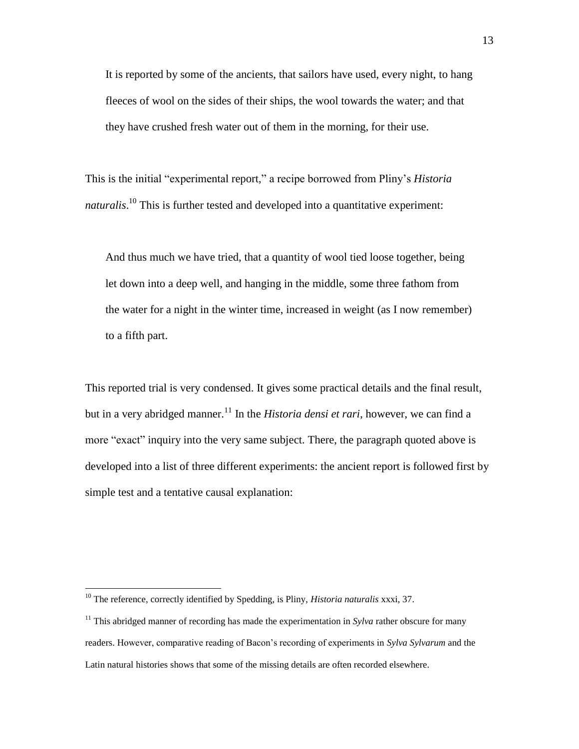> It is reported by some of the ancients, that sailors have used, every night, to hang fleeces of wool on the sides of their ships, the wool towards the water; and that they have crushed fresh water out of them in the morning, for their use.

This is the initial "experimental report," a recipe borrowed from Pliny's *Historia naturalis*.[10] This is further tested and developed into a quantitative experiment:

> And thus much we have tried, that a quantity of wool tied loose together, being let down into a deep well, and hanging in the middle, some three fathom from the water for a night in the winter time, increased in weight (as I now remember) to a fifth part.

This reported trial is very condensed. It gives some practical details and the final result, but in a very abridged manner.[11] In the *Historia densi et rari*, however, we can find a more "exact" inquiry into the very same subject. There, the paragraph quoted above is developed into a list of three different experiments: the ancient report is followed first by simple test and a tentative causal explanation:

---

[10] The reference, correctly identified by Spedding, is Pliny, *Historia naturalis* xxxi, 37.

[11] This abridged manner of recording has made the experimentation in *Sylva* rather obscure for many readers. However, comparative reading of Bacon's recording of experiments in *Sylva Sylvarum* and the Latin natural histories shows that some of the missing details are often recorded elsewhere.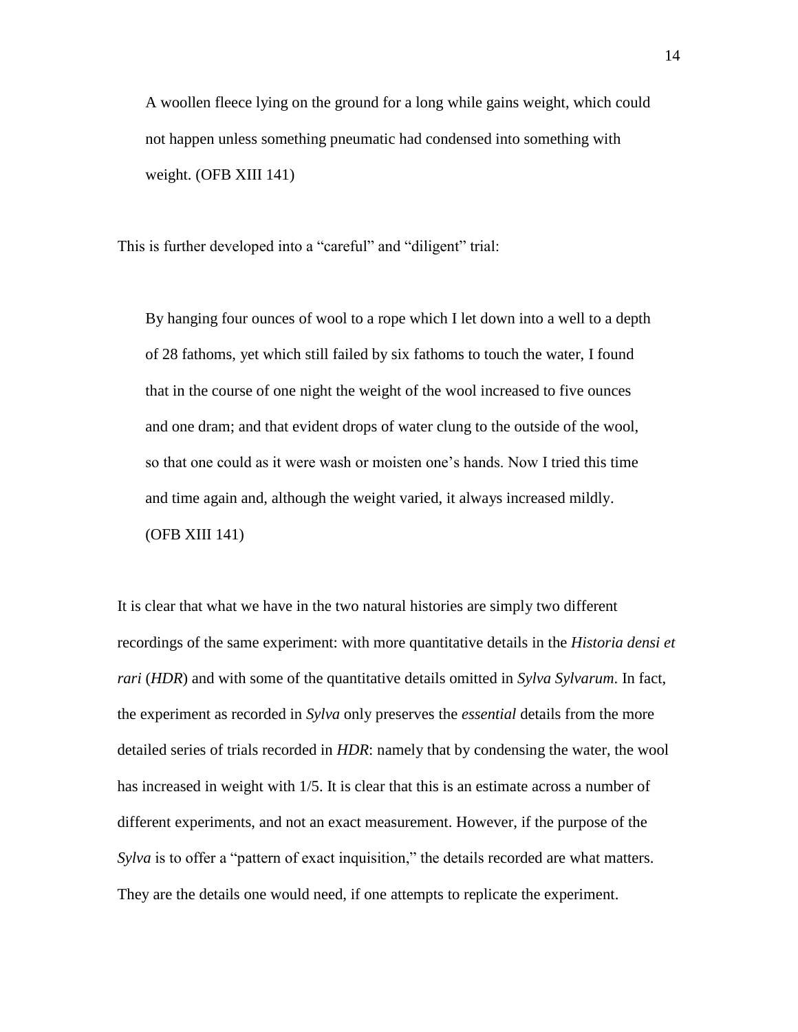> A woollen fleece lying on the ground for a long while gains weight, which could not happen unless something pneumatic had condensed into something with weight. (OFB XIII 141)

This is further developed into a "careful" and "diligent" trial:

> By hanging four ounces of wool to a rope which I let down into a well to a depth of 28 fathoms, yet which still failed by six fathoms to touch the water, I found that in the course of one night the weight of the wool increased to five ounces and one dram; and that evident drops of water clung to the outside of the wool, so that one could as it were wash or moisten one's hands. Now I tried this time and time again and, although the weight varied, it always increased mildly. (OFB XIII 141)

It is clear that what we have in the two natural histories are simply two different recordings of the same experiment: with more quantitative details in the *Historia densi et rari* (*HDR*) and with some of the quantitative details omitted in *Sylva Sylvarum*. In fact, the experiment as recorded in *Sylva* only preserves the *essential* details from the more detailed series of trials recorded in *HDR*: namely that by condensing the water, the wool has increased in weight with 1/5. It is clear that this is an estimate across a number of different experiments, and not an exact measurement. However, if the purpose of the *Sylva* is to offer a "pattern of exact inquisition," the details recorded are what matters. They are the details one would need, if one attempts to replicate the experiment.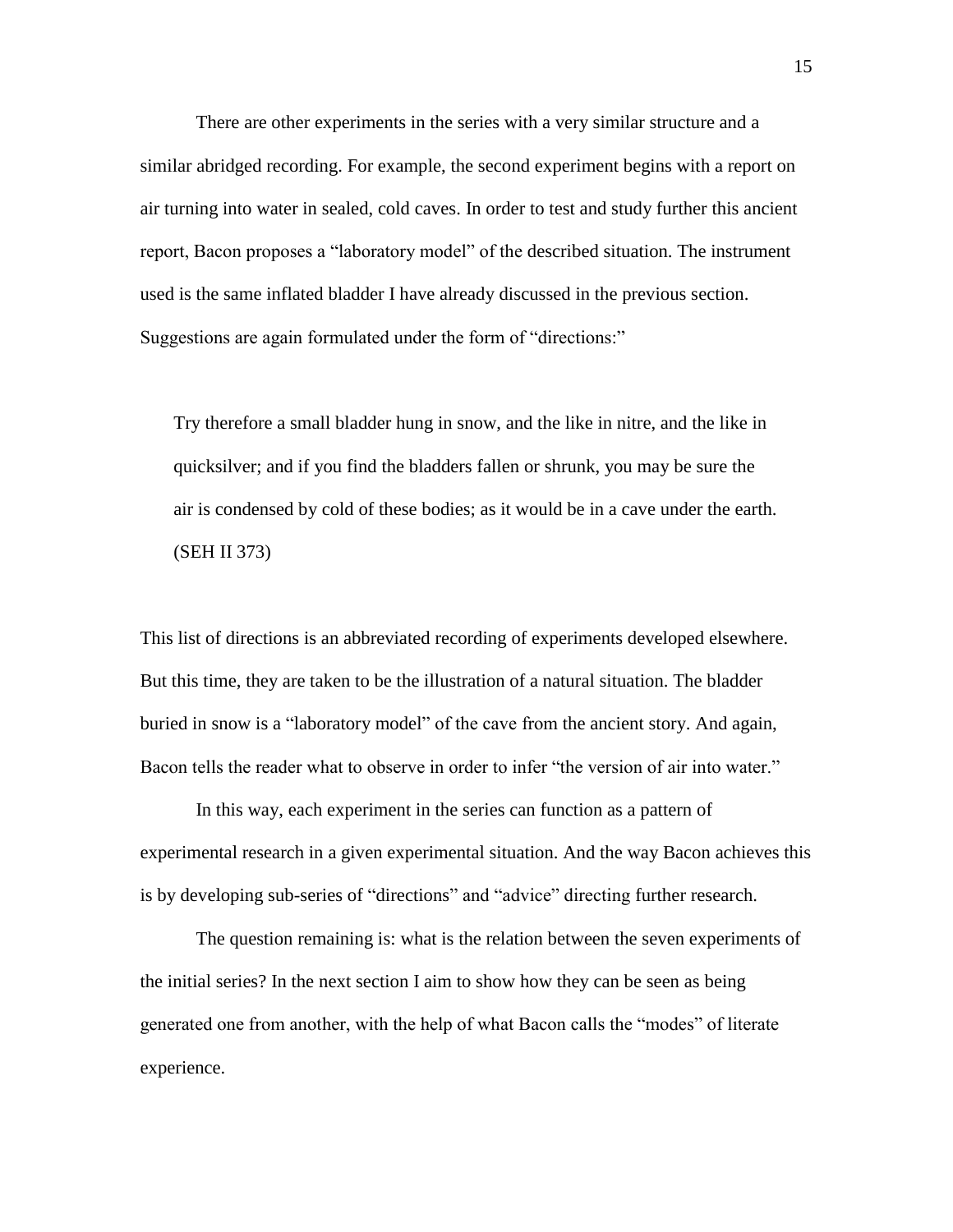There are other experiments in the series with a very similar structure and a similar abridged recording. For example, the second experiment begins with a report on air turning into water in sealed, cold caves. In order to test and study further this ancient report, Bacon proposes a "laboratory model" of the described situation. The instrument used is the same inflated bladder I have already discussed in the previous section. Suggestions are again formulated under the form of "directions:"

> Try therefore a small bladder hung in snow, and the like in nitre, and the like in quicksilver; and if you find the bladders fallen or shrunk, you may be sure the air is condensed by cold of these bodies; as it would be in a cave under the earth. (SEH II 373)

This list of directions is an abbreviated recording of experiments developed elsewhere. But this time, they are taken to be the illustration of a natural situation. The bladder buried in snow is a "laboratory model" of the cave from the ancient story. And again, Bacon tells the reader what to observe in order to infer "the version of air into water."

In this way, each experiment in the series can function as a pattern of experimental research in a given experimental situation. And the way Bacon achieves this is by developing sub-series of "directions" and "advice" directing further research.

The question remaining is: what is the relation between the seven experiments of the initial series? In the next section I aim to show how they can be seen as being generated one from another, with the help of what Bacon calls the "modes" of literate experience.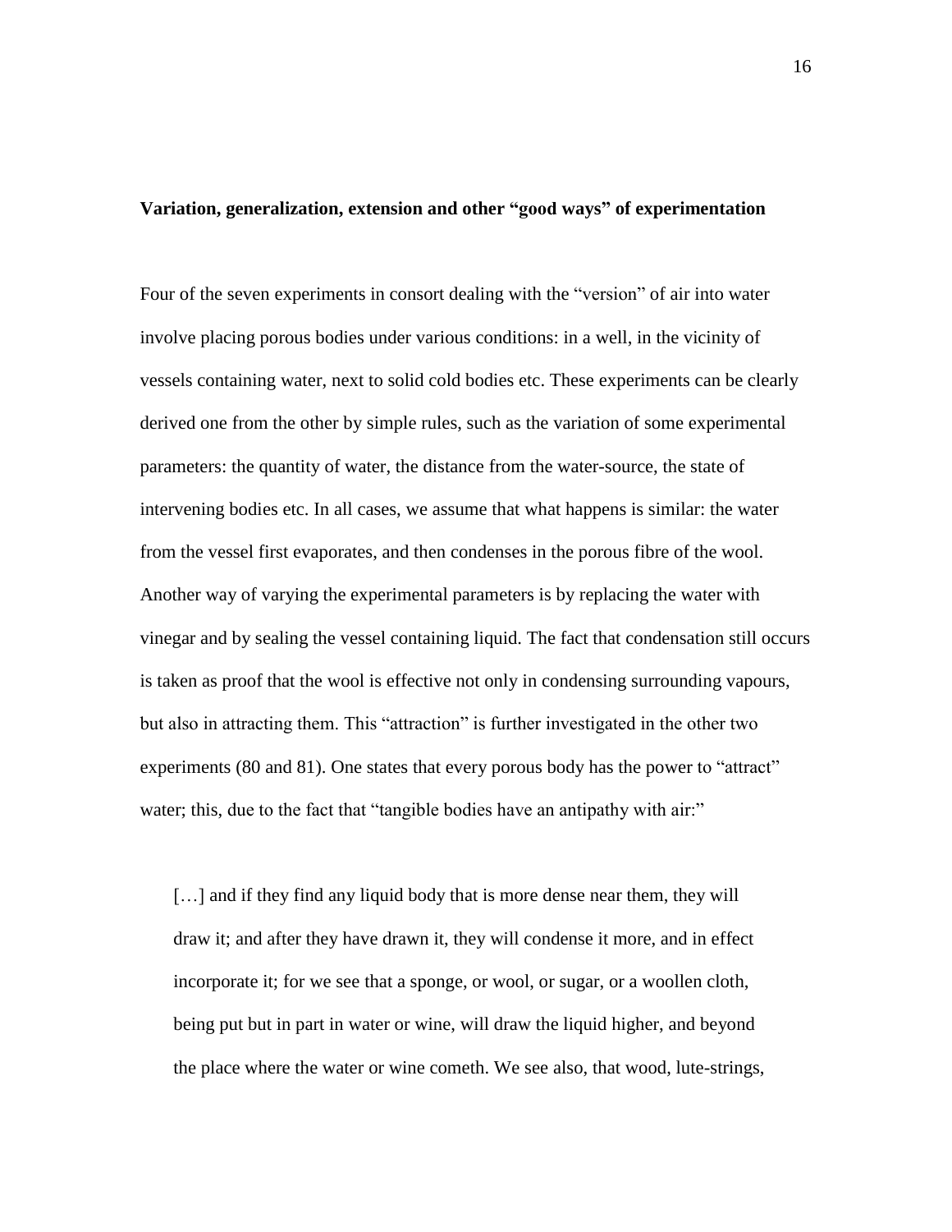**Variation, generalization, extension and other "good ways" of experimentation**

Four of the seven experiments in consort dealing with the "version" of air into water involve placing porous bodies under various conditions: in a well, in the vicinity of vessels containing water, next to solid cold bodies etc. These experiments can be clearly derived one from the other by simple rules, such as the variation of some experimental parameters: the quantity of water, the distance from the water-source, the state of intervening bodies etc. In all cases, we assume that what happens is similar: the water from the vessel first evaporates, and then condenses in the porous fibre of the wool. Another way of varying the experimental parameters is by replacing the water with vinegar and by sealing the vessel containing liquid. The fact that condensation still occurs is taken as proof that the wool is effective not only in condensing surrounding vapours, but also in attracting them. This "attraction" is further investigated in the other two experiments (80 and 81). One states that every porous body has the power to "attract" water; this, due to the fact that "tangible bodies have an antipathy with air:"

> […] and if they find any liquid body that is more dense near them, they will draw it; and after they have drawn it, they will condense it more, and in effect incorporate it; for we see that a sponge, or wool, or sugar, or a woollen cloth, being put but in part in water or wine, will draw the liquid higher, and beyond the place where the water or wine cometh. We see also, that wood, lute-strings,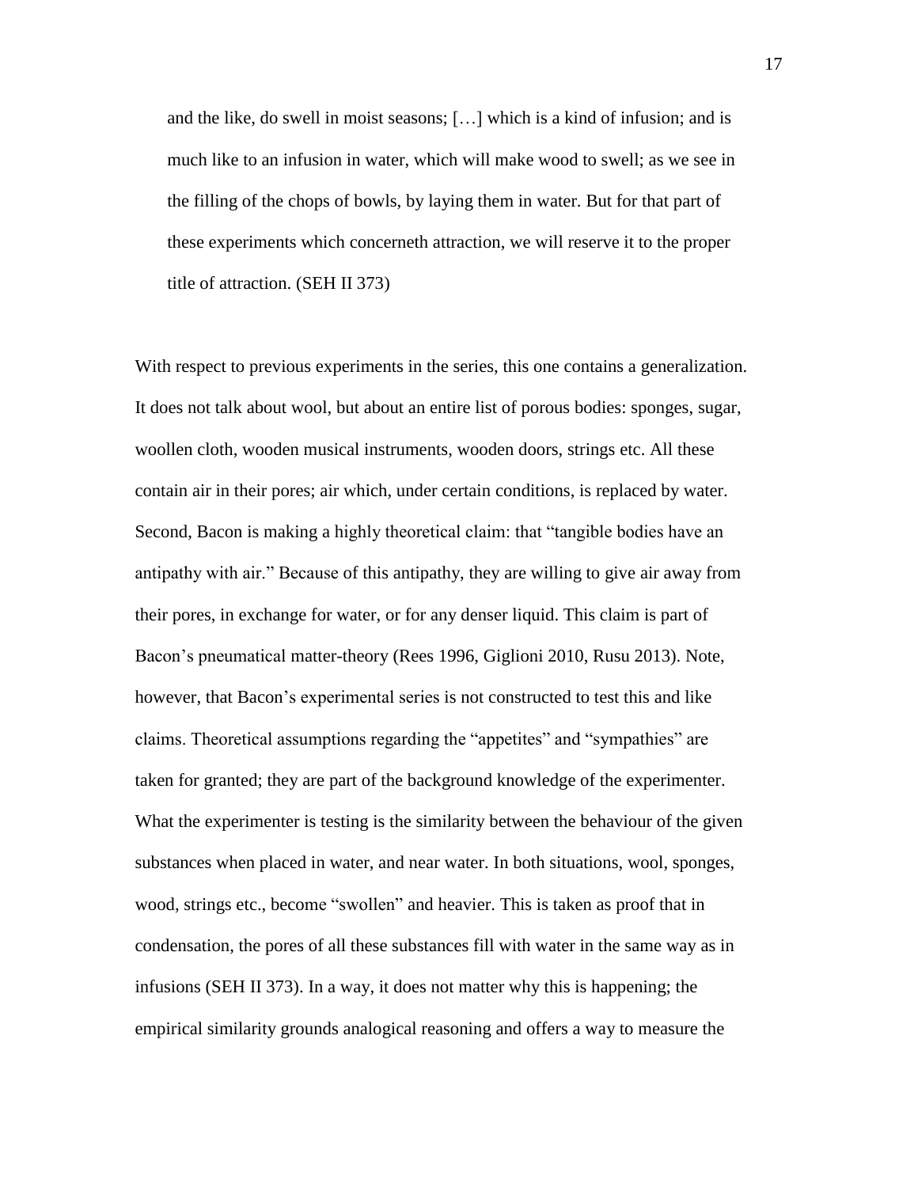> and the like, do swell in moist seasons; […] which is a kind of infusion; and is much like to an infusion in water, which will make wood to swell; as we see in the filling of the chops of bowls, by laying them in water. But for that part of these experiments which concerneth attraction, we will reserve it to the proper title of attraction. (SEH II 373)

With respect to previous experiments in the series, this one contains a generalization. It does not talk about wool, but about an entire list of porous bodies: sponges, sugar, woollen cloth, wooden musical instruments, wooden doors, strings etc. All these contain air in their pores; air which, under certain conditions, is replaced by water. Second, Bacon is making a highly theoretical claim: that "tangible bodies have an antipathy with air." Because of this antipathy, they are willing to give air away from their pores, in exchange for water, or for any denser liquid. This claim is part of Bacon's pneumatical matter-theory (Rees 1996, Giglioni 2010, Rusu 2013). Note, however, that Bacon's experimental series is not constructed to test this and like claims. Theoretical assumptions regarding the "appetites" and "sympathies" are taken for granted; they are part of the background knowledge of the experimenter. What the experimenter is testing is the similarity between the behaviour of the given substances when placed in water, and near water. In both situations, wool, sponges, wood, strings etc., become "swollen" and heavier. This is taken as proof that in condensation, the pores of all these substances fill with water in the same way as in infusions (SEH II 373). In a way, it does not matter why this is happening; the empirical similarity grounds analogical reasoning and offers a way to measure the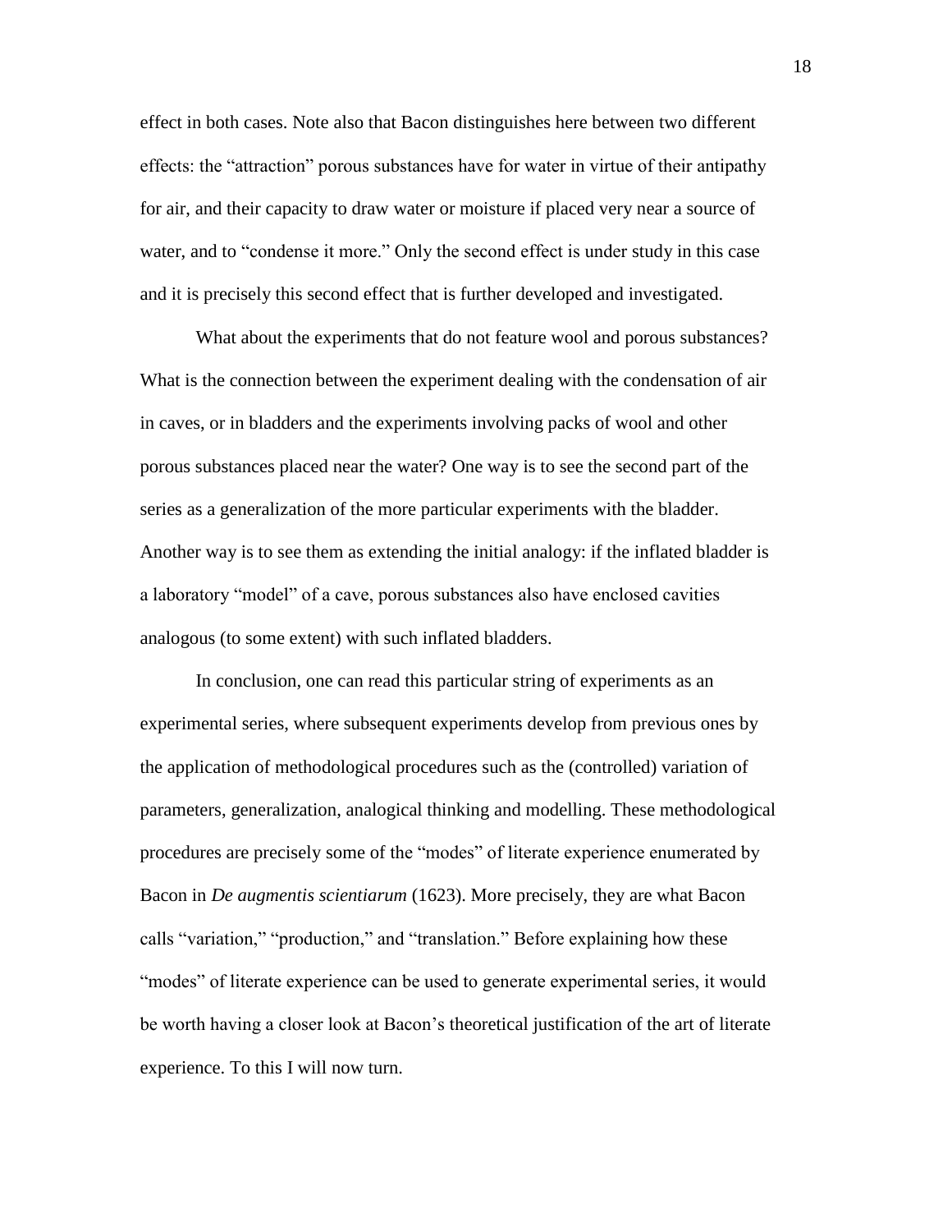effect in both cases. Note also that Bacon distinguishes here between two different effects: the "attraction" porous substances have for water in virtue of their antipathy for air, and their capacity to draw water or moisture if placed very near a source of water, and to "condense it more." Only the second effect is under study in this case and it is precisely this second effect that is further developed and investigated.

What about the experiments that do not feature wool and porous substances? What is the connection between the experiment dealing with the condensation of air in caves, or in bladders and the experiments involving packs of wool and other porous substances placed near the water? One way is to see the second part of the series as a generalization of the more particular experiments with the bladder. Another way is to see them as extending the initial analogy: if the inflated bladder is a laboratory "model" of a cave, porous substances also have enclosed cavities analogous (to some extent) with such inflated bladders.

In conclusion, one can read this particular string of experiments as an experimental series, where subsequent experiments develop from previous ones by the application of methodological procedures such as the (controlled) variation of parameters, generalization, analogical thinking and modelling. These methodological procedures are precisely some of the "modes" of literate experience enumerated by Bacon in *De augmentis scientiarum* (1623). More precisely, they are what Bacon calls "variation," "production," and "translation." Before explaining how these "modes" of literate experience can be used to generate experimental series, it would be worth having a closer look at Bacon's theoretical justification of the art of literate experience. To this I will now turn.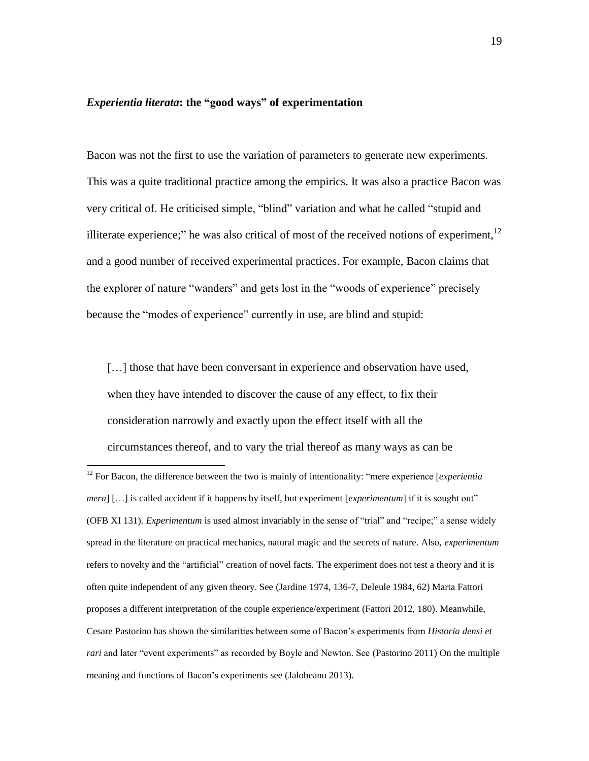### *Experientia literata*: the "good ways" of experimentation

Bacon was not the first to use the variation of parameters to generate new experiments. This was a quite traditional practice among the empirics. It was also a practice Bacon was very critical of. He criticised simple, "blind" variation and what he called "stupid and illiterate experience;" he was also critical of most of the received notions of experiment,[12] and a good number of received experimental practices. For example, Bacon claims that the explorer of nature "wanders" and gets lost in the "woods of experience" precisely because the "modes of experience" currently in use, are blind and stupid:

> […] those that have been conversant in experience and observation have used, when they have intended to discover the cause of any effect, to fix their consideration narrowly and exactly upon the effect itself with all the circumstances thereof, and to vary the trial thereof as many ways as can be

[12] For Bacon, the difference between the two is mainly of intentionality: "mere experience [*experientia mera*] […] is called accident if it happens by itself, but experiment [*experimentum*] if it is sought out" (OFB XI 131). *Experimentum* is used almost invariably in the sense of "trial" and "recipe;" a sense widely spread in the literature on practical mechanics, natural magic and the secrets of nature. Also, *experimentum* refers to novelty and the "artificial" creation of novel facts. The experiment does not test a theory and it is often quite independent of any given theory. See (Jardine 1974, 136-7, Deleule 1984, 62) Marta Fattori proposes a different interpretation of the couple experience/experiment (Fattori 2012, 180). Meanwhile, Cesare Pastorino has shown the similarities between some of Bacon's experiments from *Historia densi et rari* and later "event experiments" as recorded by Boyle and Newton. See (Pastorino 2011) On the multiple meaning and functions of Bacon's experiments see (Jalobeanu 2013).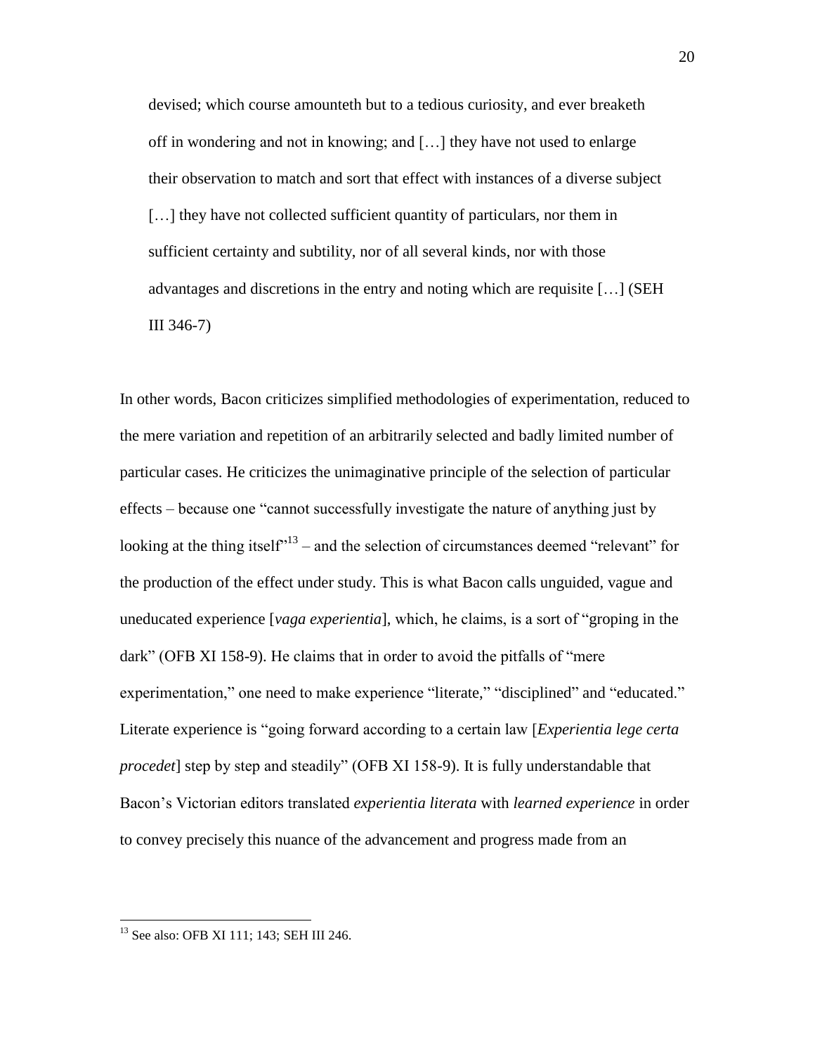> devised; which course amounteth but to a tedious curiosity, and ever breaketh off in wondering and not in knowing; and […] they have not used to enlarge their observation to match and sort that effect with instances of a diverse subject […] they have not collected sufficient quantity of particulars, nor them in sufficient certainty and subtility, nor of all several kinds, nor with those advantages and discretions in the entry and noting which are requisite […] (SEH III 346-7)

In other words, Bacon criticizes simplified methodologies of experimentation, reduced to the mere variation and repetition of an arbitrarily selected and badly limited number of particular cases. He criticizes the unimaginative principle of the selection of particular effects – because one "cannot successfully investigate the nature of anything just by looking at the thing itself"[13] – and the selection of circumstances deemed "relevant" for the production of the effect under study. This is what Bacon calls unguided, vague and uneducated experience [*vaga experientia*], which, he claims, is a sort of "groping in the dark" (OFB XI 158-9). He claims that in order to avoid the pitfalls of "mere experimentation," one need to make experience "literate," "disciplined" and "educated." Literate experience is "going forward according to a certain law [*Experientia lege certa procedet*] step by step and steadily" (OFB XI 158-9). It is fully understandable that Bacon's Victorian editors translated *experientia literata* with *learned experience* in order to convey precisely this nuance of the advancement and progress made from an

[13] See also: OFB XI 111; 143; SEH III 246.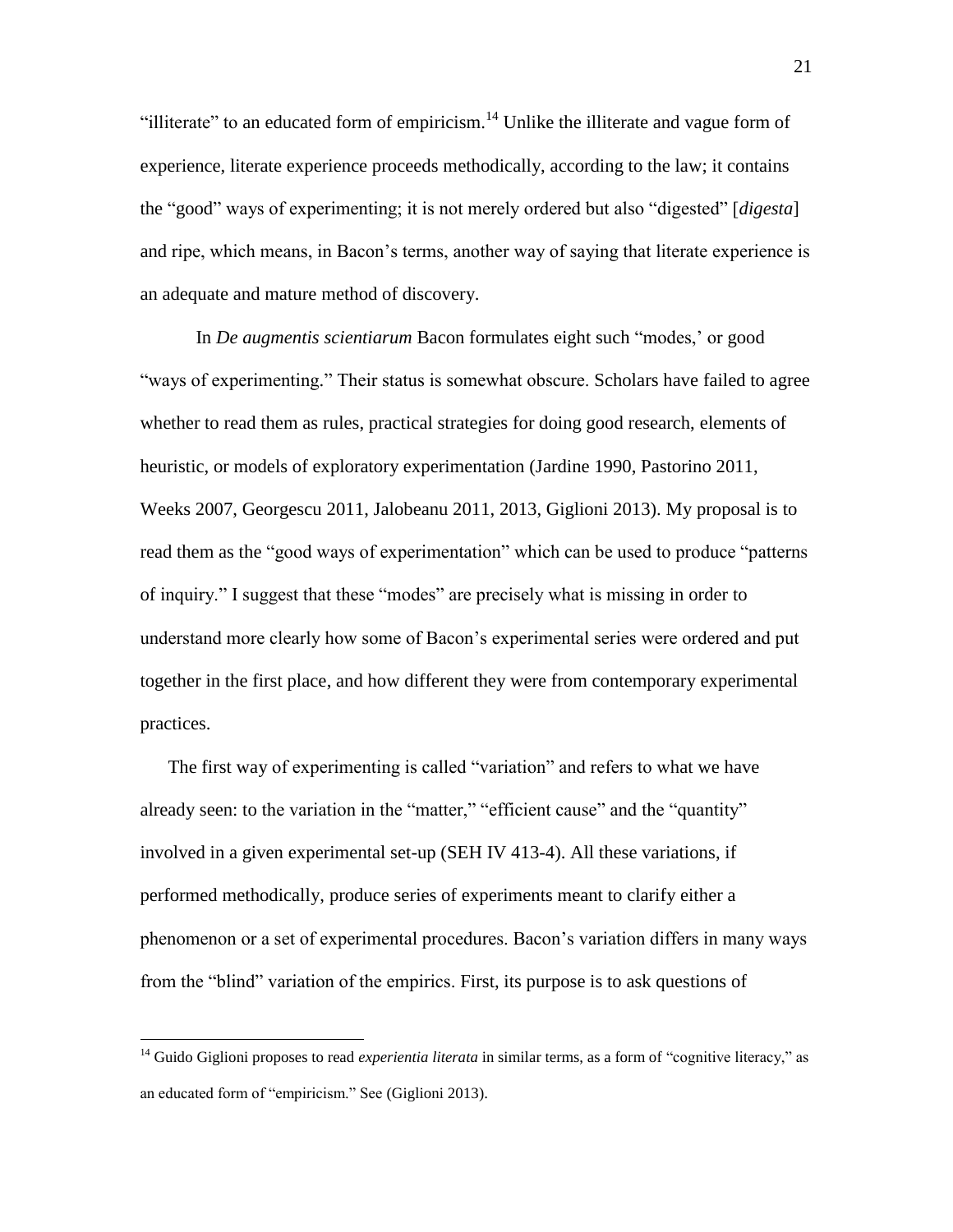"illiterate" to an educated form of empiricism.[14] Unlike the illiterate and vague form of experience, literate experience proceeds methodically, according to the law; it contains the "good" ways of experimenting; it is not merely ordered but also "digested" [*digesta*] and ripe, which means, in Bacon's terms, another way of saying that literate experience is an adequate and mature method of discovery.

In *De augmentis scientiarum* Bacon formulates eight such "modes,' or good "ways of experimenting." Their status is somewhat obscure. Scholars have failed to agree whether to read them as rules, practical strategies for doing good research, elements of heuristic, or models of exploratory experimentation (Jardine 1990, Pastorino 2011, Weeks 2007, Georgescu 2011, Jalobeanu 2011, 2013, Giglioni 2013). My proposal is to read them as the "good ways of experimentation" which can be used to produce "patterns of inquiry." I suggest that these "modes" are precisely what is missing in order to understand more clearly how some of Bacon's experimental series were ordered and put together in the first place, and how different they were from contemporary experimental practices.

The first way of experimenting is called "variation" and refers to what we have already seen: to the variation in the "matter," "efficient cause" and the "quantity" involved in a given experimental set-up (SEH IV 413-4). All these variations, if performed methodically, produce series of experiments meant to clarify either a phenomenon or a set of experimental procedures. Bacon's variation differs in many ways from the "blind" variation of the empirics. First, its purpose is to ask questions of

---

[14] Guido Giglioni proposes to read *experientia literata* in similar terms, as a form of "cognitive literacy," as an educated form of "empiricism." See (Giglioni 2013).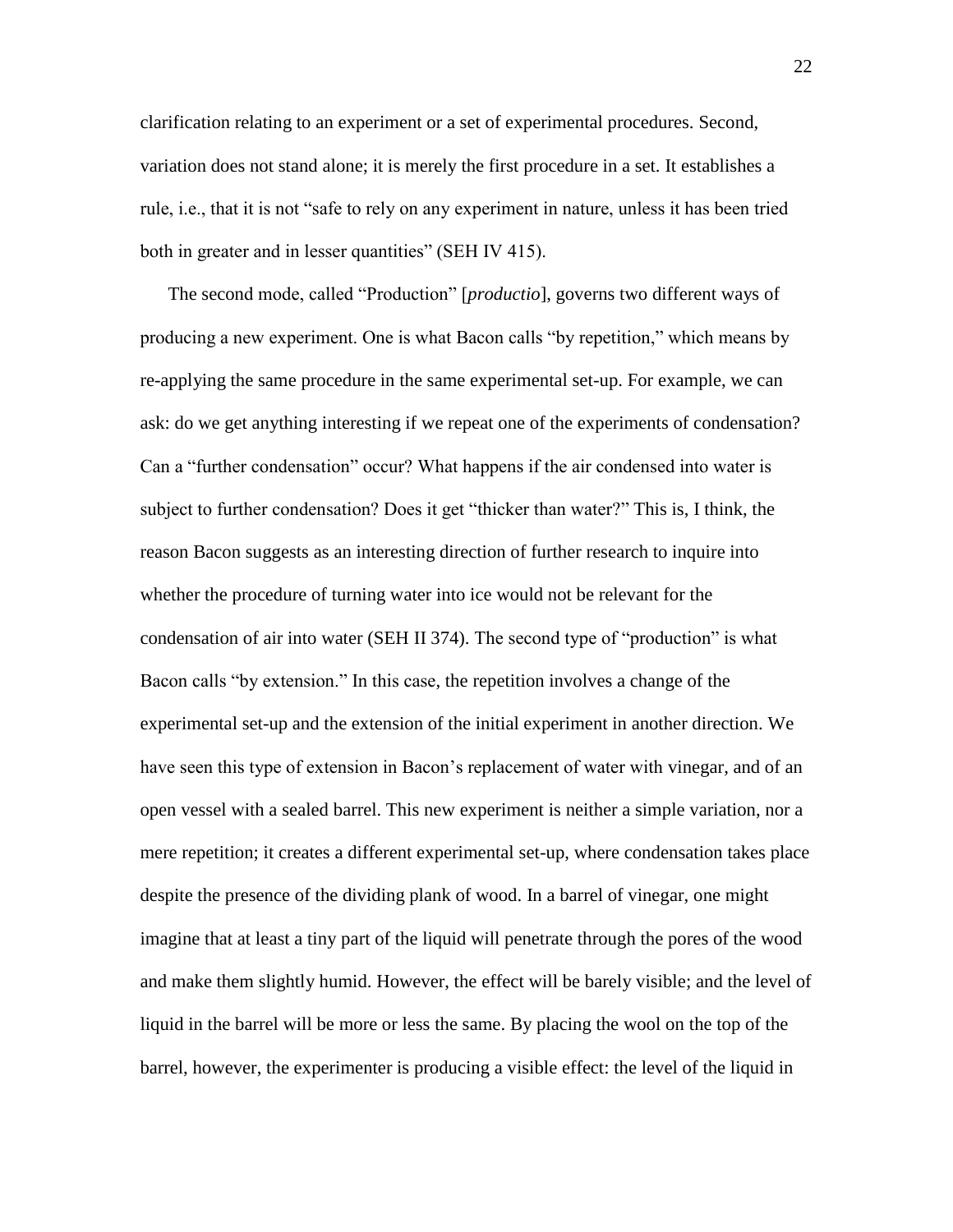clarification relating to an experiment or a set of experimental procedures. Second, variation does not stand alone; it is merely the first procedure in a set. It establishes a rule, i.e., that it is not "safe to rely on any experiment in nature, unless it has been tried both in greater and in lesser quantities" (SEH IV 415).

The second mode, called "Production" [*productio*], governs two different ways of producing a new experiment. One is what Bacon calls "by repetition," which means by re-applying the same procedure in the same experimental set-up. For example, we can ask: do we get anything interesting if we repeat one of the experiments of condensation? Can a "further condensation" occur? What happens if the air condensed into water is subject to further condensation? Does it get "thicker than water?" This is, I think, the reason Bacon suggests as an interesting direction of further research to inquire into whether the procedure of turning water into ice would not be relevant for the condensation of air into water (SEH II 374). The second type of "production" is what Bacon calls "by extension." In this case, the repetition involves a change of the experimental set-up and the extension of the initial experiment in another direction. We have seen this type of extension in Bacon's replacement of water with vinegar, and of an open vessel with a sealed barrel. This new experiment is neither a simple variation, nor a mere repetition; it creates a different experimental set-up, where condensation takes place despite the presence of the dividing plank of wood. In a barrel of vinegar, one might imagine that at least a tiny part of the liquid will penetrate through the pores of the wood and make them slightly humid. However, the effect will be barely visible; and the level of liquid in the barrel will be more or less the same. By placing the wool on the top of the barrel, however, the experimenter is producing a visible effect: the level of the liquid in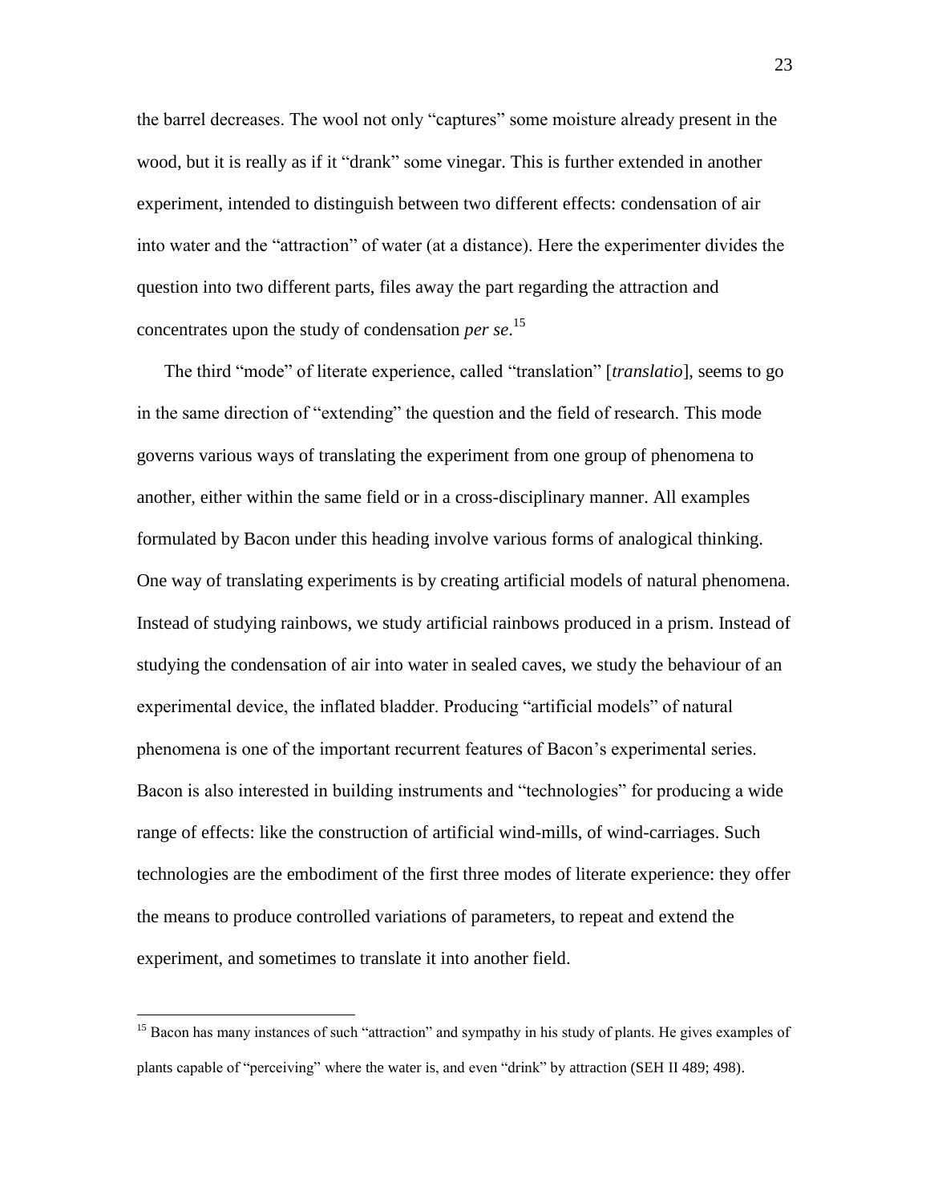the barrel decreases. The wool not only "captures" some moisture already present in the wood, but it is really as if it "drank" some vinegar. This is further extended in another experiment, intended to distinguish between two different effects: condensation of air into water and the "attraction" of water (at a distance). Here the experimenter divides the question into two different parts, files away the part regarding the attraction and concentrates upon the study of condensation *per se*.[15]

The third "mode" of literate experience, called "translation" [*translatio*], seems to go in the same direction of "extending" the question and the field of research. This mode governs various ways of translating the experiment from one group of phenomena to another, either within the same field or in a cross-disciplinary manner. All examples formulated by Bacon under this heading involve various forms of analogical thinking. One way of translating experiments is by creating artificial models of natural phenomena. Instead of studying rainbows, we study artificial rainbows produced in a prism. Instead of studying the condensation of air into water in sealed caves, we study the behaviour of an experimental device, the inflated bladder. Producing "artificial models" of natural phenomena is one of the important recurrent features of Bacon's experimental series. Bacon is also interested in building instruments and "technologies" for producing a wide range of effects: like the construction of artificial wind-mills, of wind-carriages. Such technologies are the embodiment of the first three modes of literate experience: they offer the means to produce controlled variations of parameters, to repeat and extend the experiment, and sometimes to translate it into another field.

[15] Bacon has many instances of such "attraction" and sympathy in his study of plants. He gives examples of plants capable of "perceiving" where the water is, and even "drink" by attraction (SEH II 489; 498).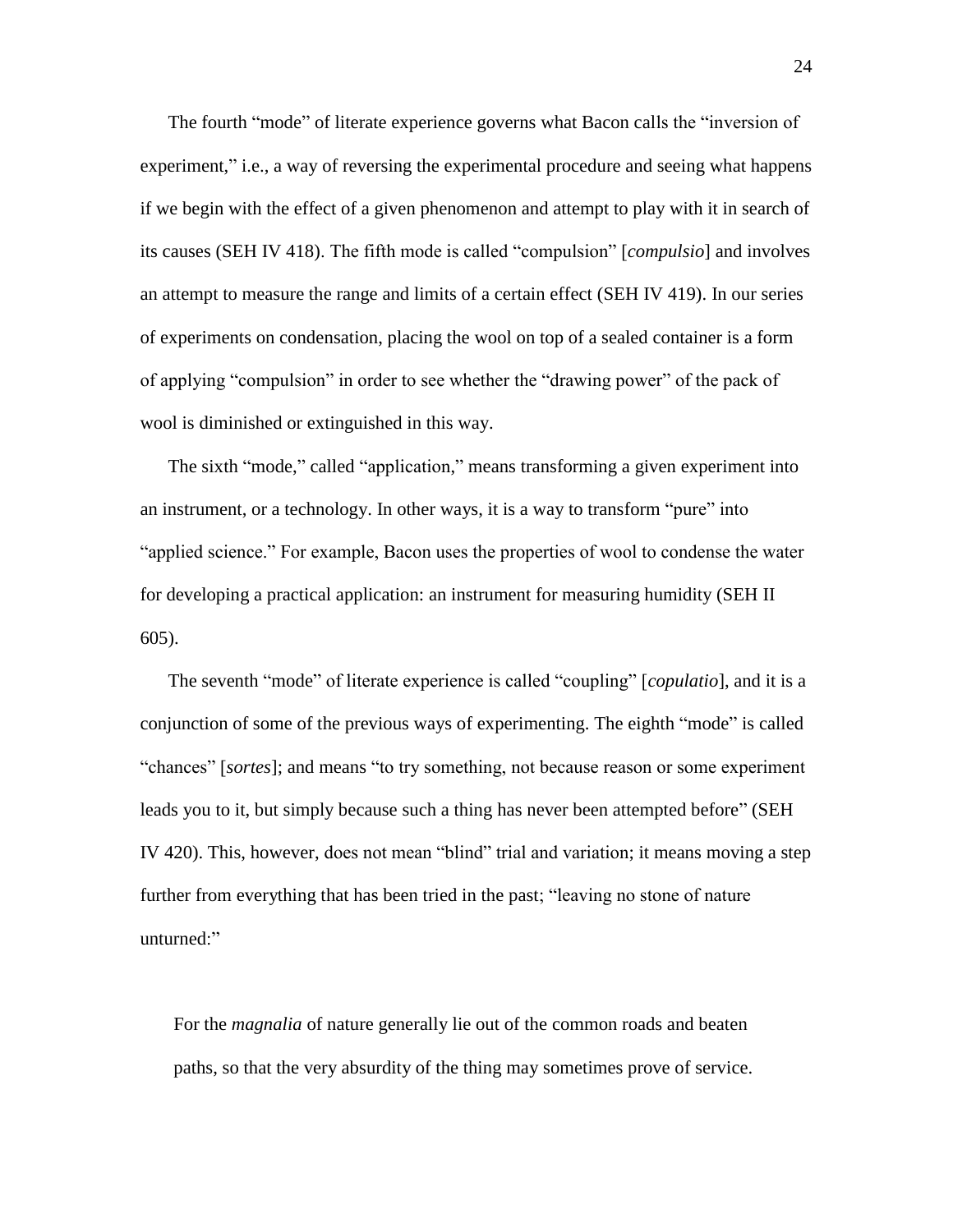The fourth "mode" of literate experience governs what Bacon calls the "inversion of experiment," i.e., a way of reversing the experimental procedure and seeing what happens if we begin with the effect of a given phenomenon and attempt to play with it in search of its causes (SEH IV 418). The fifth mode is called "compulsion" [*compulsio*] and involves an attempt to measure the range and limits of a certain effect (SEH IV 419). In our series of experiments on condensation, placing the wool on top of a sealed container is a form of applying "compulsion" in order to see whether the "drawing power" of the pack of wool is diminished or extinguished in this way.

The sixth "mode," called "application," means transforming a given experiment into an instrument, or a technology. In other ways, it is a way to transform "pure" into "applied science." For example, Bacon uses the properties of wool to condense the water for developing a practical application: an instrument for measuring humidity (SEH II 605).

The seventh "mode" of literate experience is called "coupling" [*copulatio*], and it is a conjunction of some of the previous ways of experimenting. The eighth "mode" is called "chances" [*sortes*]; and means "to try something, not because reason or some experiment leads you to it, but simply because such a thing has never been attempted before" (SEH IV 420). This, however, does not mean "blind" trial and variation; it means moving a step further from everything that has been tried in the past; "leaving no stone of nature unturned:"

> For the *magnalia* of nature generally lie out of the common roads and beaten paths, so that the very absurdity of the thing may sometimes prove of service.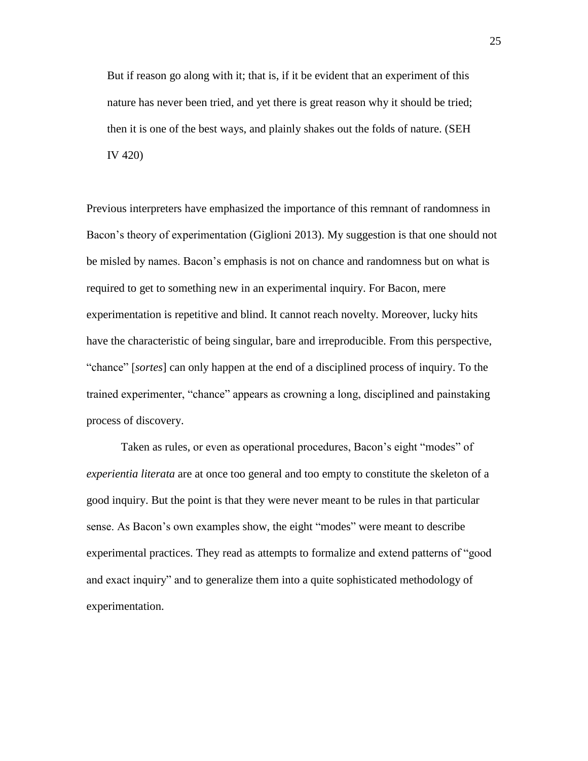> But if reason go along with it; that is, if it be evident that an experiment of this nature has never been tried, and yet there is great reason why it should be tried; then it is one of the best ways, and plainly shakes out the folds of nature. (SEH IV 420)

Previous interpreters have emphasized the importance of this remnant of randomness in Bacon's theory of experimentation (Giglioni 2013). My suggestion is that one should not be misled by names. Bacon's emphasis is not on chance and randomness but on what is required to get to something new in an experimental inquiry. For Bacon, mere experimentation is repetitive and blind. It cannot reach novelty. Moreover, lucky hits have the characteristic of being singular, bare and irreproducible. From this perspective, "chance" [*sortes*] can only happen at the end of a disciplined process of inquiry. To the trained experimenter, "chance" appears as crowning a long, disciplined and painstaking process of discovery.

Taken as rules, or even as operational procedures, Bacon's eight "modes" of *experientia literata* are at once too general and too empty to constitute the skeleton of a good inquiry. But the point is that they were never meant to be rules in that particular sense. As Bacon's own examples show, the eight "modes" were meant to describe experimental practices. They read as attempts to formalize and extend patterns of "good and exact inquiry" and to generalize them into a quite sophisticated methodology of experimentation.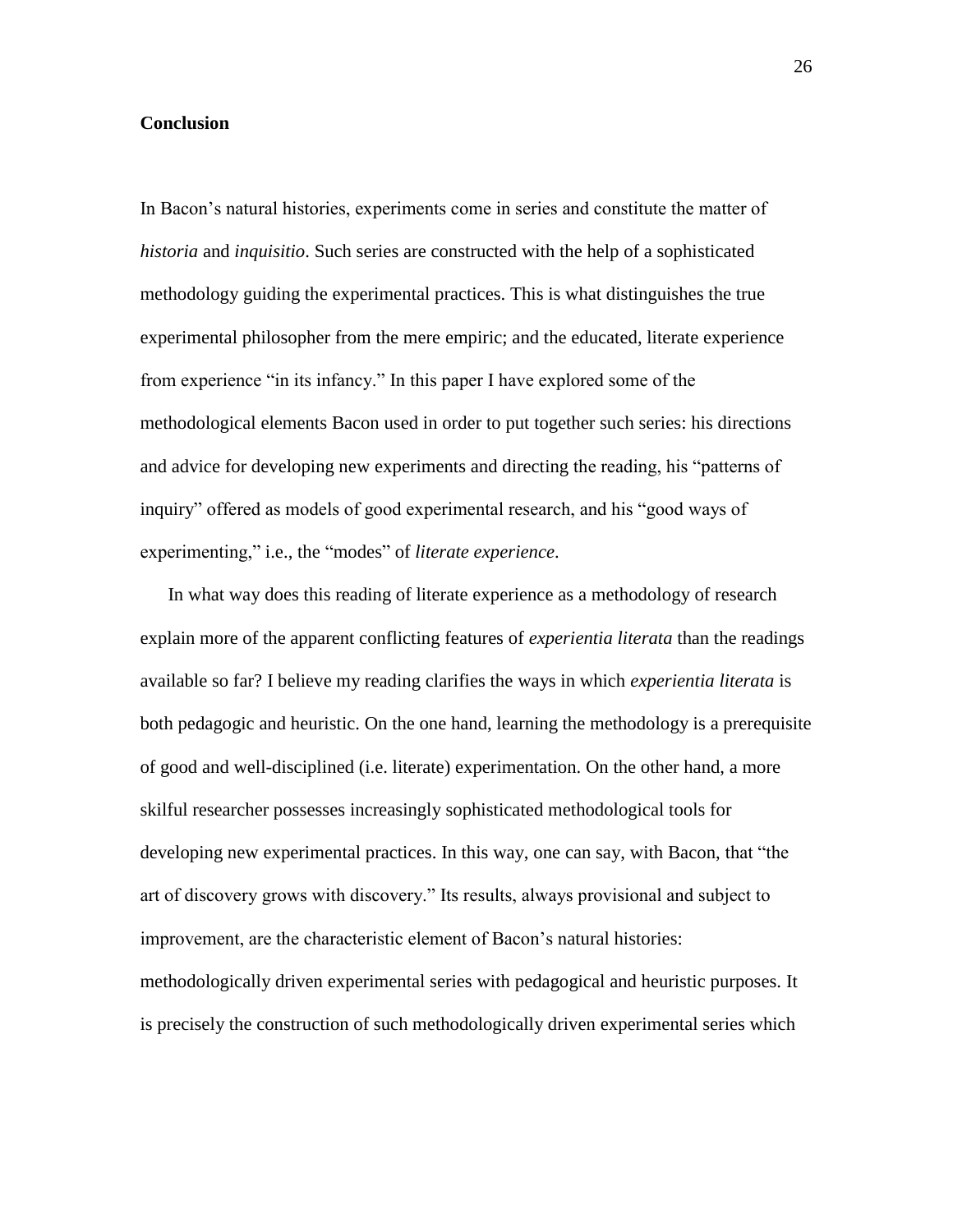## Conclusion

In Bacon's natural histories, experiments come in series and constitute the matter of *historia* and *inquisitio*. Such series are constructed with the help of a sophisticated methodology guiding the experimental practices. This is what distinguishes the true experimental philosopher from the mere empiric; and the educated, literate experience from experience "in its infancy." In this paper I have explored some of the methodological elements Bacon used in order to put together such series: his directions and advice for developing new experiments and directing the reading, his "patterns of inquiry" offered as models of good experimental research, and his "good ways of experimenting," i.e., the "modes" of *literate experience*.

In what way does this reading of literate experience as a methodology of research explain more of the apparent conflicting features of *experientia literata* than the readings available so far? I believe my reading clarifies the ways in which *experientia literata* is both pedagogic and heuristic. On the one hand, learning the methodology is a prerequisite of good and well-disciplined (i.e. literate) experimentation. On the other hand, a more skilful researcher possesses increasingly sophisticated methodological tools for developing new experimental practices. In this way, one can say, with Bacon, that "the art of discovery grows with discovery." Its results, always provisional and subject to improvement, are the characteristic element of Bacon's natural histories: methodologically driven experimental series with pedagogical and heuristic purposes. It is precisely the construction of such methodologically driven experimental series which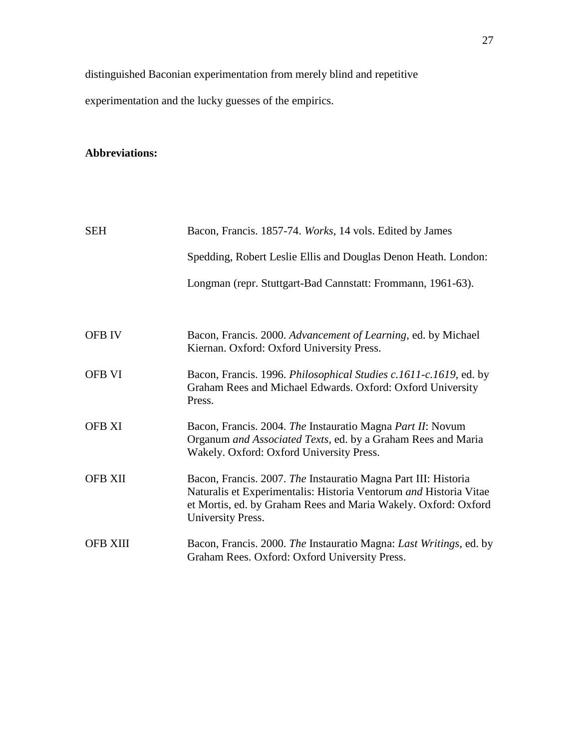distinguished Baconian experimentation from merely blind and repetitive experimentation and the lucky guesses of the empirics.

**Abbreviations:**

| | |
|---|---|
| SEH | Bacon, Francis. 1857-74. *Works*, 14 vols. Edited by James Spedding, Robert Leslie Ellis and Douglas Denon Heath. London: Longman (repr. Stuttgart-Bad Cannstatt: Frommann, 1961-63). |
| OFB IV | Bacon, Francis. 2000. *Advancement of Learning*, ed. by Michael Kiernan. Oxford: Oxford University Press. |
| OFB VI | Bacon, Francis. 1996. *Philosophical Studies c.1611-c.1619*, ed. by Graham Rees and Michael Edwards. Oxford: Oxford University Press. |
| OFB XI | Bacon, Francis. 2004. *The* Instauratio Magna *Part II*: Novum Organum *and Associated Texts*, ed. by a Graham Rees and Maria Wakely. Oxford: Oxford University Press. |
| OFB XII | Bacon, Francis. 2007. *The* Instauratio Magna Part III: Historia Naturalis et Experimentalis: Historia Ventorum *and* Historia Vitae et Mortis, ed. by Graham Rees and Maria Wakely. Oxford: Oxford University Press. |
| OFB XIII | Bacon, Francis. 2000. *The* Instauratio Magna: *Last Writings*, ed. by Graham Rees. Oxford: Oxford University Press. |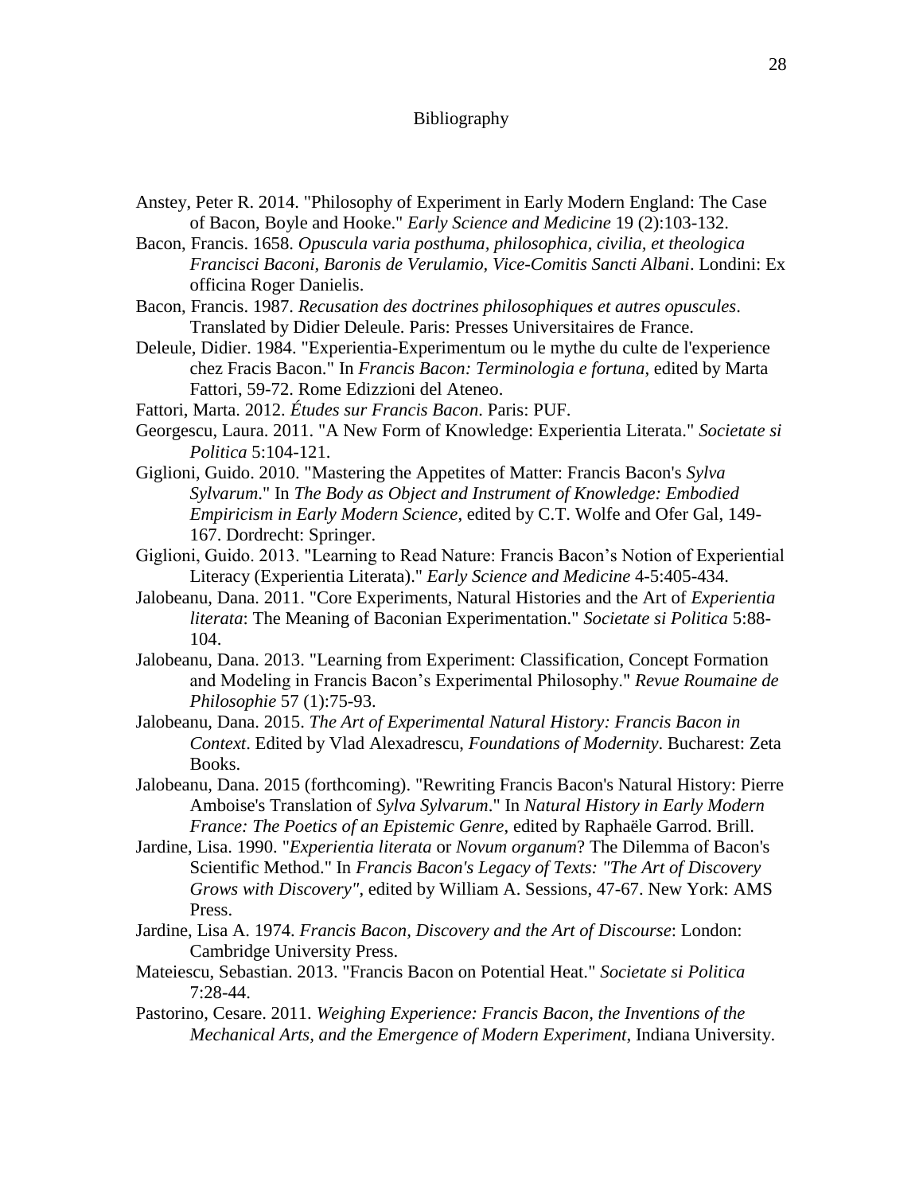# Bibliography

Anstey, Peter R. 2014. "Philosophy of Experiment in Early Modern England: The Case of Bacon, Boyle and Hooke." *Early Science and Medicine* 19 (2):103-132.

Bacon, Francis. 1658. *Opuscula varia posthuma, philosophica, civilia, et theologica Francisci Baconi, Baronis de Verulamio, Vice-Comitis Sancti Albani*. Londini: Ex officina Roger Danielis.

Bacon, Francis. 1987. *Recusation des doctrines philosophiques et autres opuscules*. Translated by Didier Deleule. Paris: Presses Universitaires de France.

Deleule, Didier. 1984. "Experientia-Experimentum ou le mythe du culte de l'experience chez Fracis Bacon." In *Francis Bacon: Terminologia e fortuna*, edited by Marta Fattori, 59-72. Rome Edizzioni del Ateneo.

Fattori, Marta. 2012. *Études sur Francis Bacon*. Paris: PUF.

Georgescu, Laura. 2011. "A New Form of Knowledge: Experientia Literata." *Societate si Politica* 5:104-121.

Giglioni, Guido. 2010. "Mastering the Appetites of Matter: Francis Bacon's *Sylva Sylvarum*." In *The Body as Object and Instrument of Knowledge: Embodied Empiricism in Early Modern Science*, edited by C.T. Wolfe and Ofer Gal, 149-167. Dordrecht: Springer.

Giglioni, Guido. 2013. "Learning to Read Nature: Francis Bacon's Notion of Experiential Literacy (Experientia Literata)." *Early Science and Medicine* 4-5:405-434.

Jalobeanu, Dana. 2011. "Core Experiments, Natural Histories and the Art of *Experientia literata*: The Meaning of Baconian Experimentation." *Societate si Politica* 5:88-104.

Jalobeanu, Dana. 2013. "Learning from Experiment: Classification, Concept Formation and Modeling in Francis Bacon's Experimental Philosophy." *Revue Roumaine de Philosophie* 57 (1):75-93.

Jalobeanu, Dana. 2015. *The Art of Experimental Natural History: Francis Bacon in Context*. Edited by Vlad Alexadrescu, *Foundations of Modernity*. Bucharest: Zeta Books.

Jalobeanu, Dana. 2015 (forthcoming). "Rewriting Francis Bacon's Natural History: Pierre Amboise's Translation of *Sylva Sylvarum*." In *Natural History in Early Modern France: The Poetics of an Epistemic Genre*, edited by Raphaële Garrod. Brill.

Jardine, Lisa. 1990. "*Experientia literata* or *Novum organum*? The Dilemma of Bacon's Scientific Method." In *Francis Bacon's Legacy of Texts: "The Art of Discovery Grows with Discovery"*, edited by William A. Sessions, 47-67. New York: AMS Press.

Jardine, Lisa A. 1974. *Francis Bacon, Discovery and the Art of Discourse*: London: Cambridge University Press.

Mateiescu, Sebastian. 2013. "Francis Bacon on Potential Heat." *Societate si Politica* 7:28-44.

Pastorino, Cesare. 2011. *Weighing Experience: Francis Bacon, the Inventions of the Mechanical Arts, and the Emergence of Modern Experiment*, Indiana University.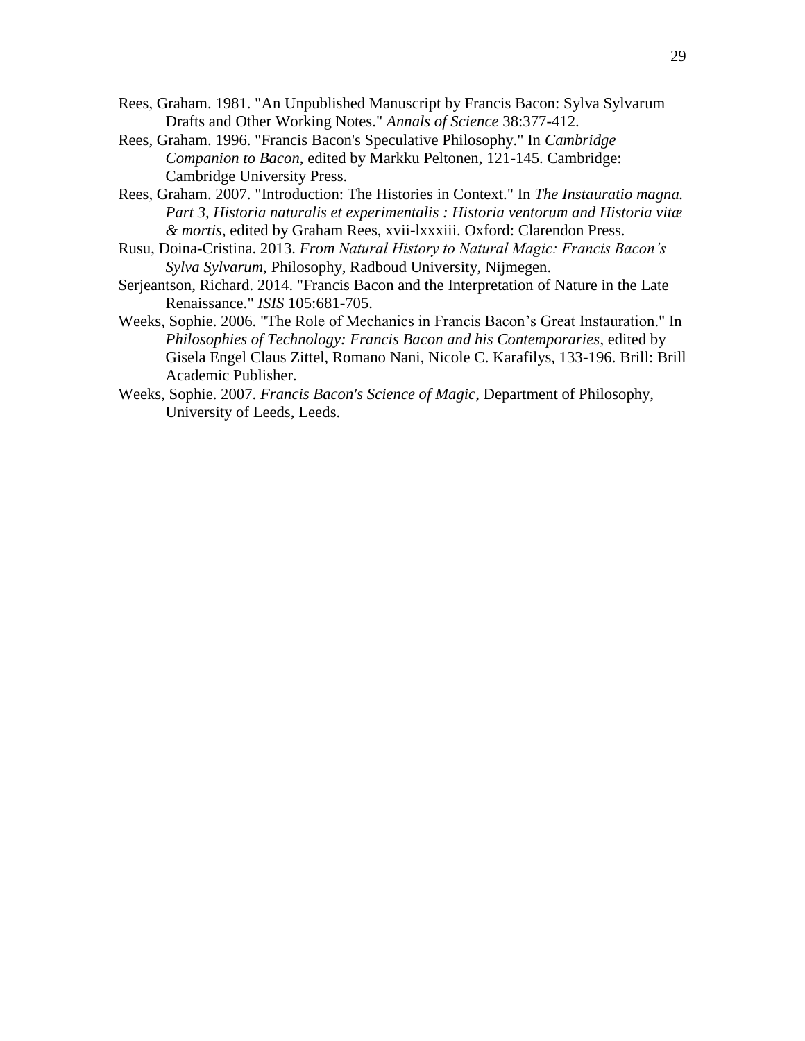Rees, Graham. 1981. "An Unpublished Manuscript by Francis Bacon: Sylva Sylvarum Drafts and Other Working Notes." *Annals of Science* 38:377-412.

Rees, Graham. 1996. "Francis Bacon's Speculative Philosophy." In *Cambridge Companion to Bacon*, edited by Markku Peltonen, 121-145. Cambridge: Cambridge University Press.

Rees, Graham. 2007. "Introduction: The Histories in Context." In *The Instauratio magna. Part 3, Historia naturalis et experimentalis : Historia ventorum and Historia vitæ & mortis*, edited by Graham Rees, xvii-lxxxiii. Oxford: Clarendon Press.

Rusu, Doina-Cristina. 2013. *From Natural History to Natural Magic: Francis Bacon's Sylva Sylvarum*, Philosophy, Radboud University, Nijmegen.

Serjeantson, Richard. 2014. "Francis Bacon and the Interpretation of Nature in the Late Renaissance." *ISIS* 105:681-705.

Weeks, Sophie. 2006. "The Role of Mechanics in Francis Bacon's Great Instauration." In *Philosophies of Technology: Francis Bacon and his Contemporaries*, edited by Gisela Engel Claus Zittel, Romano Nani, Nicole C. Karafilys, 133-196. Brill: Brill Academic Publisher.

Weeks, Sophie. 2007. *Francis Bacon's Science of Magic*, Department of Philosophy, University of Leeds, Leeds.